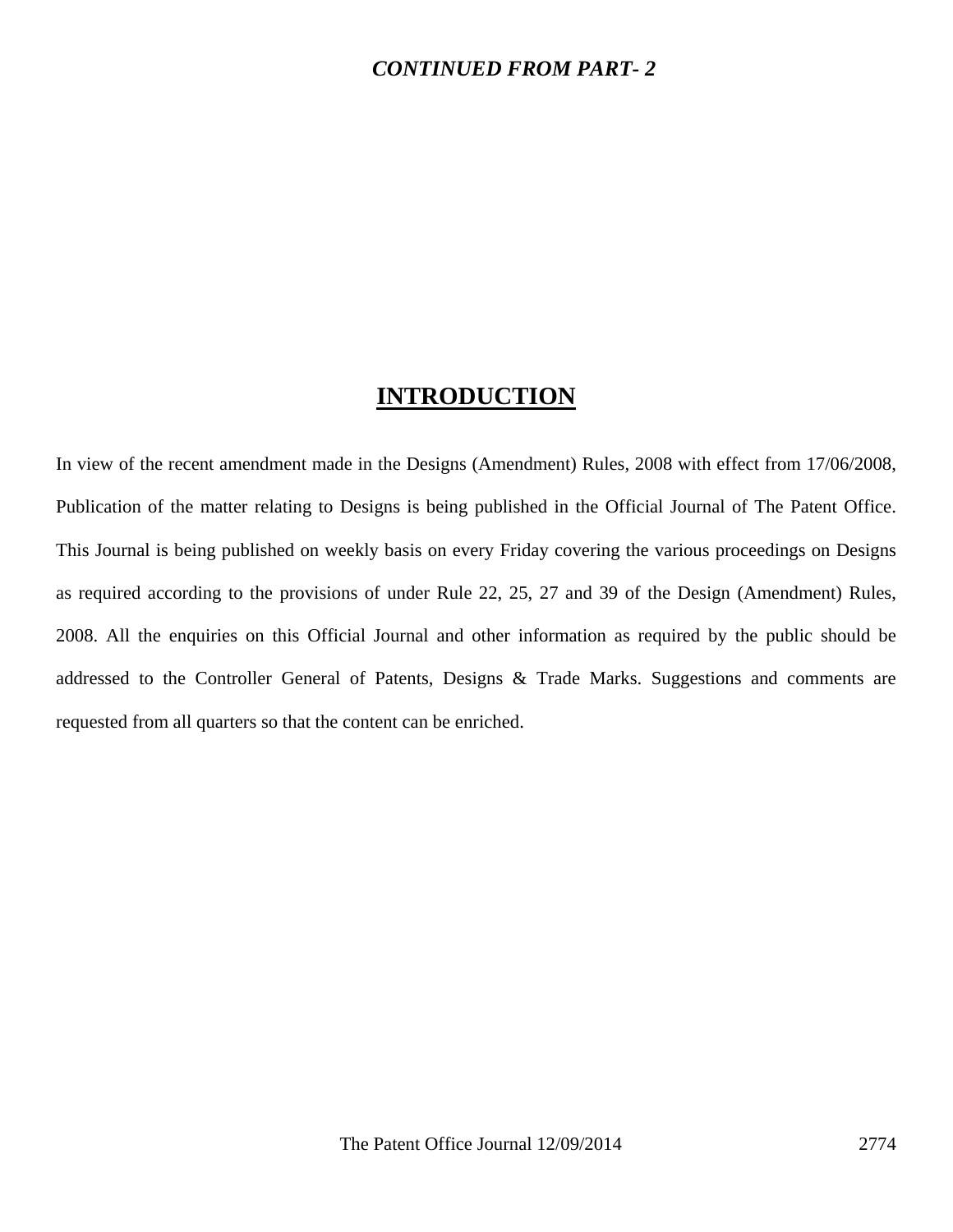***CONTINUED FROM PART- 2***

# INTRODUCTION

In view of the recent amendment made in the Designs (Amendment) Rules, 2008 with effect from 17/06/2008, Publication of the matter relating to Designs is being published in the Official Journal of The Patent Office. This Journal is being published on weekly basis on every Friday covering the various proceedings on Designs as required according to the provisions of under Rule 22, 25, 27 and 39 of the Design (Amendment) Rules, 2008. All the enquiries on this Official Journal and other information as required by the public should be addressed to the Controller General of Patents, Designs & Trade Marks. Suggestions and comments are requested from all quarters so that the content can be enriched.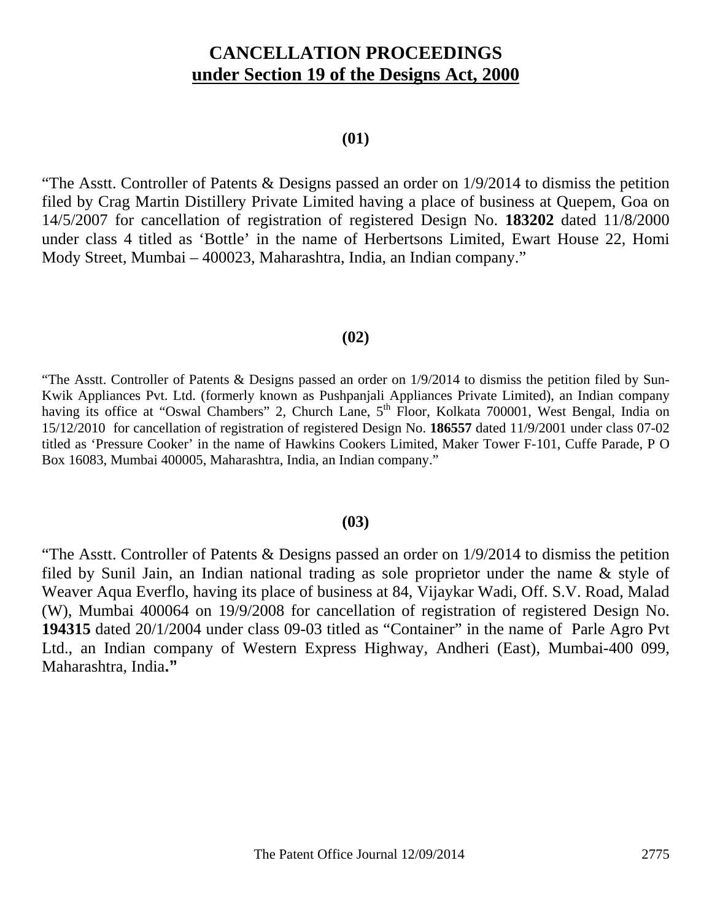# CANCELLATION PROCEEDINGS
## under Section 19 of the Designs Act, 2000

**(01)**

"The Asstt. Controller of Patents & Designs passed an order on 1/9/2014 to dismiss the petition filed by Crag Martin Distillery Private Limited having a place of business at Quepem, Goa on 14/5/2007 for cancellation of registration of registered Design No. **183202** dated 11/8/2000 under class 4 titled as 'Bottle' in the name of Herbertsons Limited, Ewart House 22, Homi Mody Street, Mumbai – 400023, Maharashtra, India, an Indian company."

**(02)**

"The Asstt. Controller of Patents & Designs passed an order on 1/9/2014 to dismiss the petition filed by Sun-Kwik Appliances Pvt. Ltd. (formerly known as Pushpanjali Appliances Private Limited), an Indian company having its office at "Oswal Chambers" 2, Church Lane, 5th Floor, Kolkata 700001, West Bengal, India on 15/12/2010 for cancellation of registration of registered Design No. **186557** dated 11/9/2001 under class 07-02 titled as 'Pressure Cooker' in the name of Hawkins Cookers Limited, Maker Tower F-101, Cuffe Parade, P O Box 16083, Mumbai 400005, Maharashtra, India, an Indian company."

**(03)**

"The Asstt. Controller of Patents & Designs passed an order on 1/9/2014 to dismiss the petition filed by Sunil Jain, an Indian national trading as sole proprietor under the name & style of Weaver Aqua Everflo, having its place of business at 84, Vijaykar Wadi, Off. S.V. Road, Malad (W), Mumbai 400064 on 19/9/2008 for cancellation of registration of registered Design No. **194315** dated 20/1/2004 under class 09-03 titled as "Container" in the name of Parle Agro Pvt Ltd., an Indian company of Western Express Highway, Andheri (East), Mumbai-400 099, Maharashtra, India**."**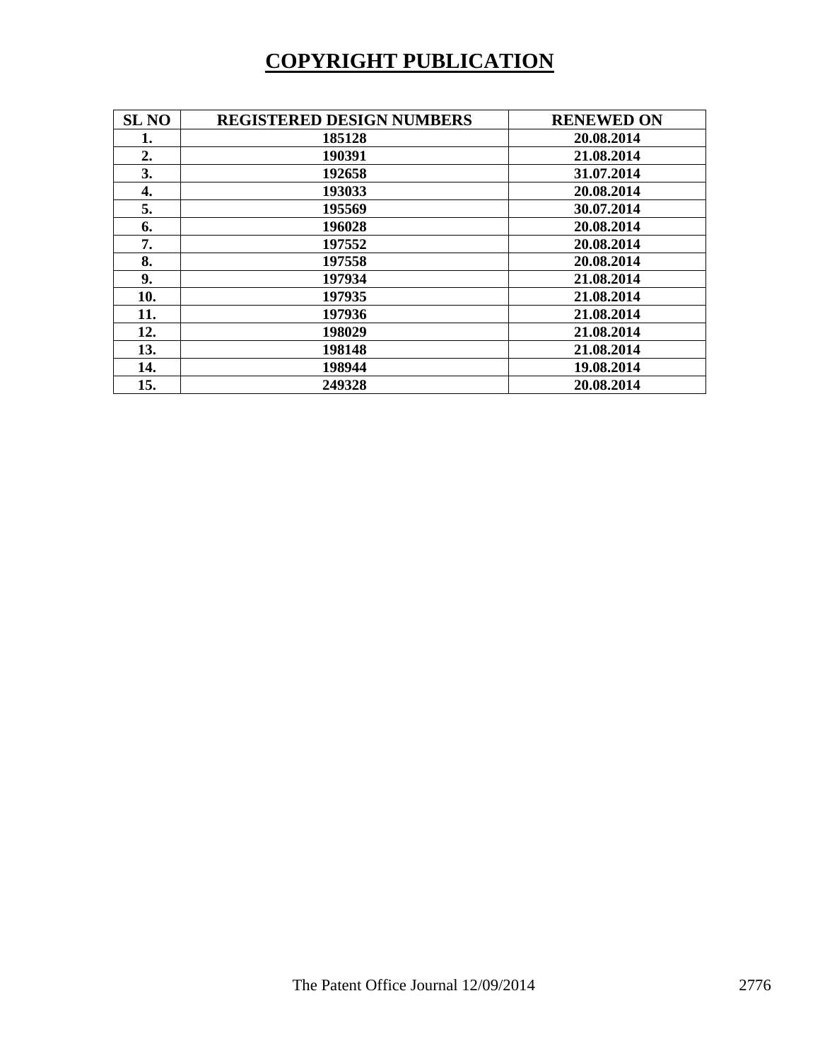# COPYRIGHT PUBLICATION

| SL NO | REGISTERED DESIGN NUMBERS | RENEWED ON |
|---|---|---|
| 1. | 185128 | 20.08.2014 |
| 2. | 190391 | 21.08.2014 |
| 3. | 192658 | 31.07.2014 |
| 4. | 193033 | 20.08.2014 |
| 5. | 195569 | 30.07.2014 |
| 6. | 196028 | 20.08.2014 |
| 7. | 197552 | 20.08.2014 |
| 8. | 197558 | 20.08.2014 |
| 9. | 197934 | 21.08.2014 |
| 10. | 197935 | 21.08.2014 |
| 11. | 197936 | 21.08.2014 |
| 12. | 198029 | 21.08.2014 |
| 13. | 198148 | 21.08.2014 |
| 14. | 198944 | 19.08.2014 |
| 15. | 249328 | 20.08.2014 |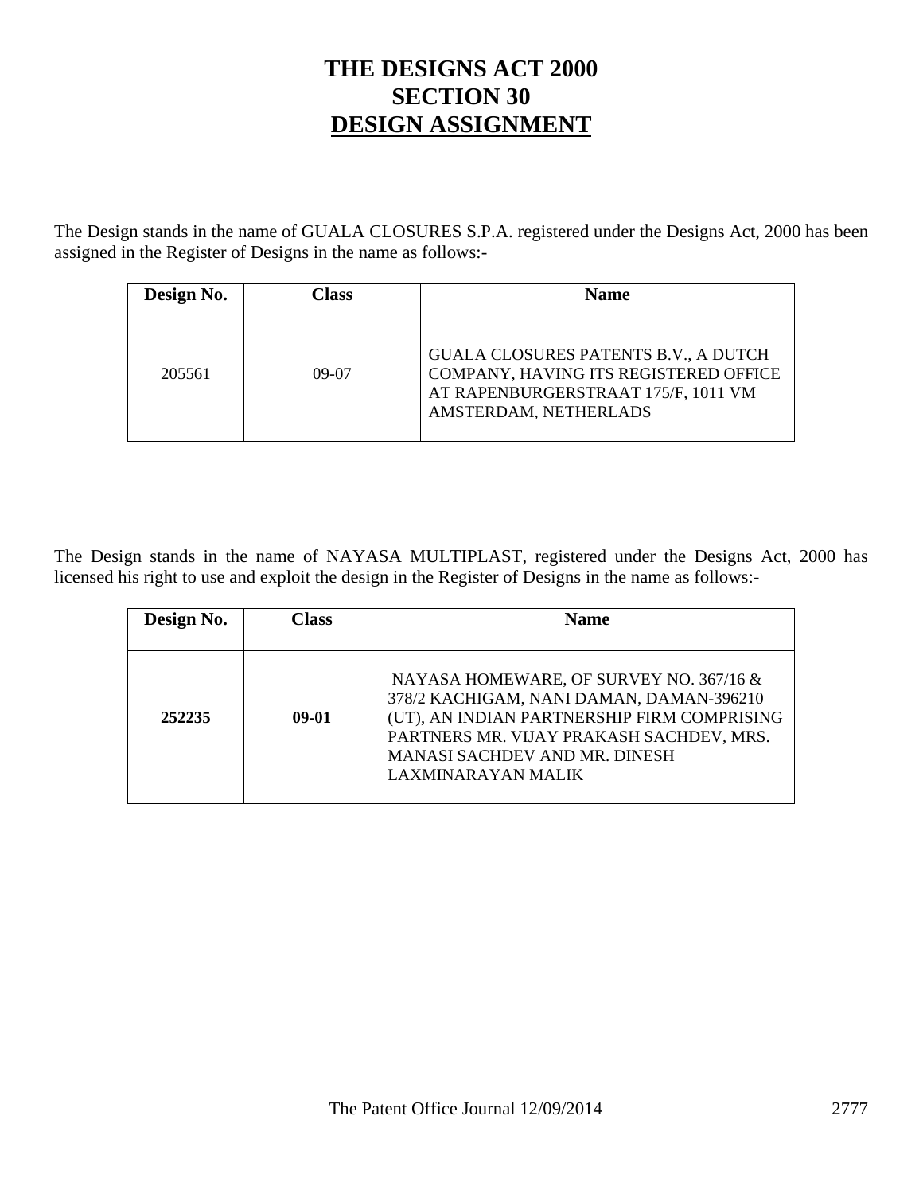# THE DESIGNS ACT 2000
# SECTION 30
# DESIGN ASSIGNMENT

The Design stands in the name of GUALA CLOSURES S.P.A. registered under the Designs Act, 2000 has been assigned in the Register of Designs in the name as follows:-

| Design No. | Class | Name |
|---|---|---|
| 205561 | 09-07 | GUALA CLOSURES PATENTS B.V., A DUTCH COMPANY, HAVING ITS REGISTERED OFFICE AT RAPENBURGERSTRAAT 175/F, 1011 VM AMSTERDAM, NETHERLADS |

The Design stands in the name of NAYASA MULTIPLAST, registered under the Designs Act, 2000 has licensed his right to use and exploit the design in the Register of Designs in the name as follows:-

| Design No. | Class | Name |
|---|---|---|
| **252235** | **09-01** | NAYASA HOMEWARE, OF SURVEY NO. 367/16 & 378/2 KACHIGAM, NANI DAMAN, DAMAN-396210 (UT), AN INDIAN PARTNERSHIP FIRM COMPRISING PARTNERS MR. VIJAY PRAKASH SACHDEV, MRS. MANASI SACHDEV AND MR. DINESH LAXMINARAYAN MALIK |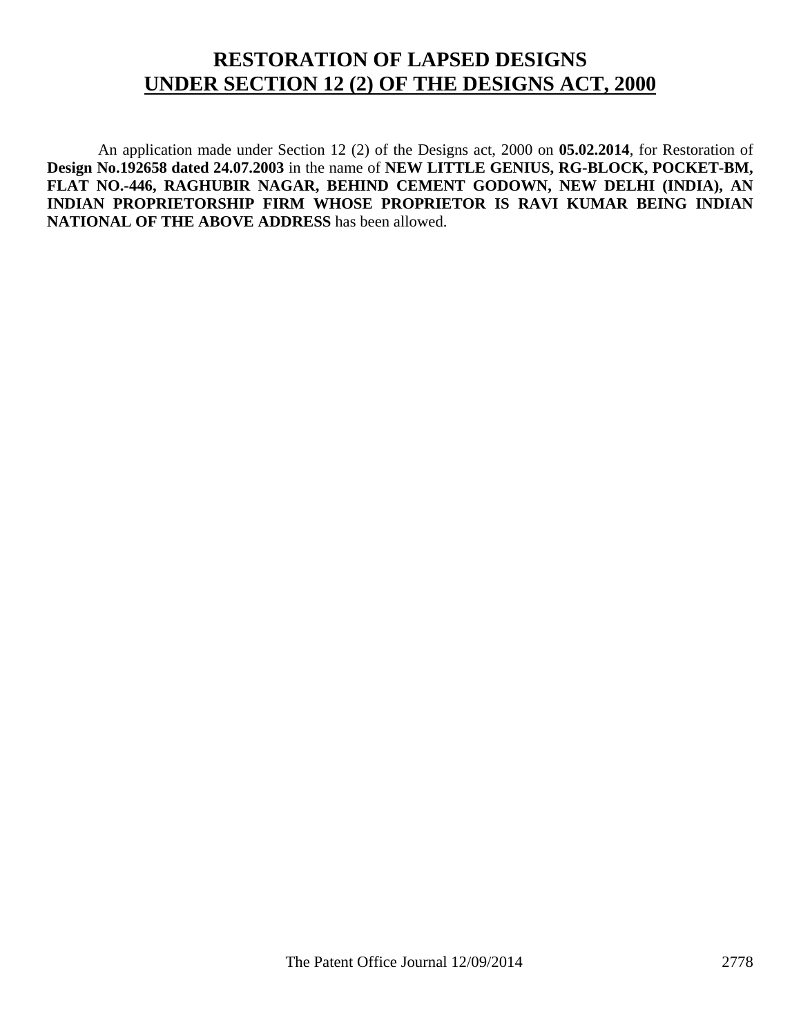# RESTORATION OF LAPSED DESIGNS
## UNDER SECTION 12 (2) OF THE DESIGNS ACT, 2000

An application made under Section 12 (2) of the Designs act, 2000 on **05.02.2014**, for Restoration of **Design No.192658 dated 24.07.2003** in the name of **NEW LITTLE GENIUS, RG-BLOCK, POCKET-BM, FLAT NO.-446, RAGHUBIR NAGAR, BEHIND CEMENT GODOWN, NEW DELHI (INDIA), AN INDIAN PROPRIETORSHIP FIRM WHOSE PROPRIETOR IS RAVI KUMAR BEING INDIAN NATIONAL OF THE ABOVE ADDRESS** has been allowed.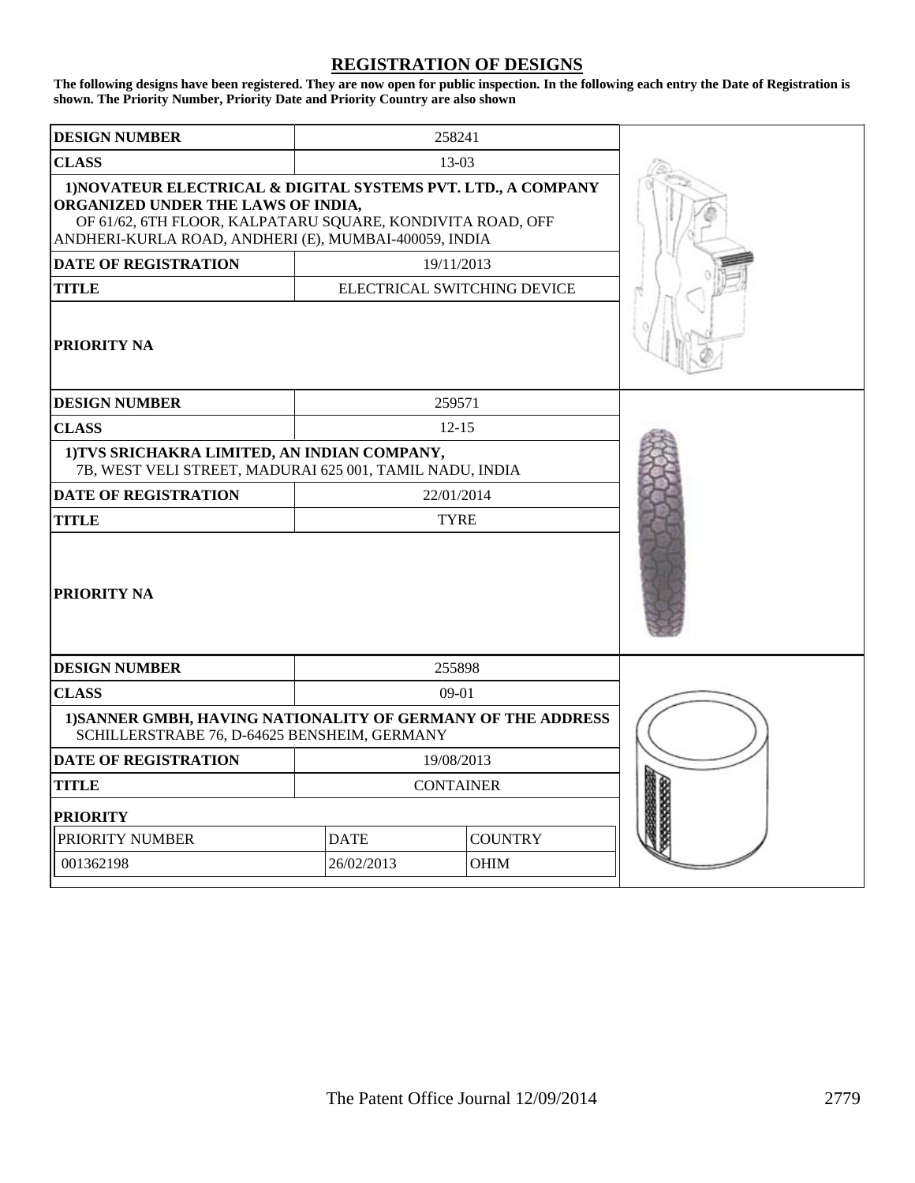# REGISTRATION OF DESIGNS

**The following designs have been registered. They are now open for public inspection. In the following each entry the Date of Registration is shown. The Priority Number, Priority Date and Priority Country are also shown**

| **DESIGN NUMBER** | 258241 |
|---|---|
| **CLASS** | 13-03 |
| **1)NOVATEUR ELECTRICAL & DIGITAL SYSTEMS PVT. LTD., A COMPANY ORGANIZED UNDER THE LAWS OF INDIA,** OF 61/62, 6TH FLOOR, KALPATARU SQUARE, KONDIVITA ROAD, OFF ANDHERI-KURLA ROAD, ANDHERI (E), MUMBAI-400059, INDIA | |
| **DATE OF REGISTRATION** | 19/11/2013 |
| **TITLE** | ELECTRICAL SWITCHING DEVICE |
| **PRIORITY NA** | |

| **DESIGN NUMBER** | 259571 |
|---|---|
| **CLASS** | 12-15 |
| **1)TVS SRICHAKRA LIMITED, AN INDIAN COMPANY,** 7B, WEST VELI STREET, MADURAI 625 001, TAMIL NADU, INDIA | |
| **DATE OF REGISTRATION** | 22/01/2014 |
| **TITLE** | TYRE |
| **PRIORITY NA** | |

| **DESIGN NUMBER** | 255898 | |
|---|---|---|
| **CLASS** | 09-01 | |
| **1)SANNER GMBH, HAVING NATIONALITY OF GERMANY OF THE ADDRESS** SCHILLERSTRABE 76, D-64625 BENSHEIM, GERMANY | | |
| **DATE OF REGISTRATION** | 19/08/2013 | |
| **TITLE** | CONTAINER | |
| **PRIORITY** | | |
| PRIORITY NUMBER | DATE | COUNTRY |
| 001362198 | 26/02/2013 | OHIM |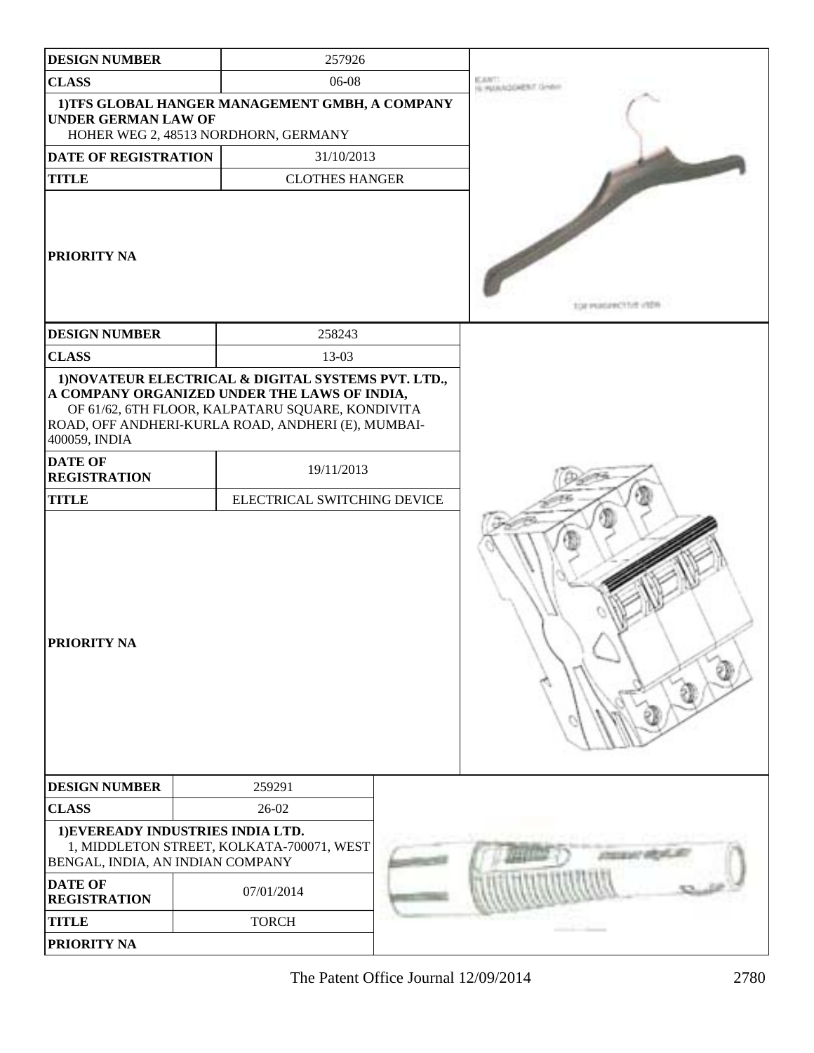| DESIGN NUMBER | 257926 |
|---|---|
| CLASS | 06-08 |
| 1)TFS GLOBAL HANGER MANAGEMENT GMBH, A COMPANY UNDER GERMAN LAW OF HOHER WEG 2, 48513 NORDHORN, GERMANY | |
| DATE OF REGISTRATION | 31/10/2013 |
| TITLE | CLOTHES HANGER |
| PRIORITY NA | |

| DESIGN NUMBER | 258243 |
|---|---|
| CLASS | 13-03 |
| 1)NOVATEUR ELECTRICAL & DIGITAL SYSTEMS PVT. LTD., A COMPANY ORGANIZED UNDER THE LAWS OF INDIA, OF 61/62, 6TH FLOOR, KALPATARU SQUARE, KONDIVITA ROAD, OFF ANDHERI-KURLA ROAD, ANDHERI (E), MUMBAI-400059, INDIA | |
| DATE OF REGISTRATION | 19/11/2013 |
| TITLE | ELECTRICAL SWITCHING DEVICE |
| PRIORITY NA | |

| DESIGN NUMBER | 259291 |
|---|---|
| CLASS | 26-02 |
| 1)EVEREADY INDUSTRIES INDIA LTD. 1, MIDDLETON STREET, KOLKATA-700071, WEST BENGAL, INDIA, AN INDIAN COMPANY | |
| DATE OF REGISTRATION | 07/01/2014 |
| TITLE | TORCH |
| PRIORITY NA | |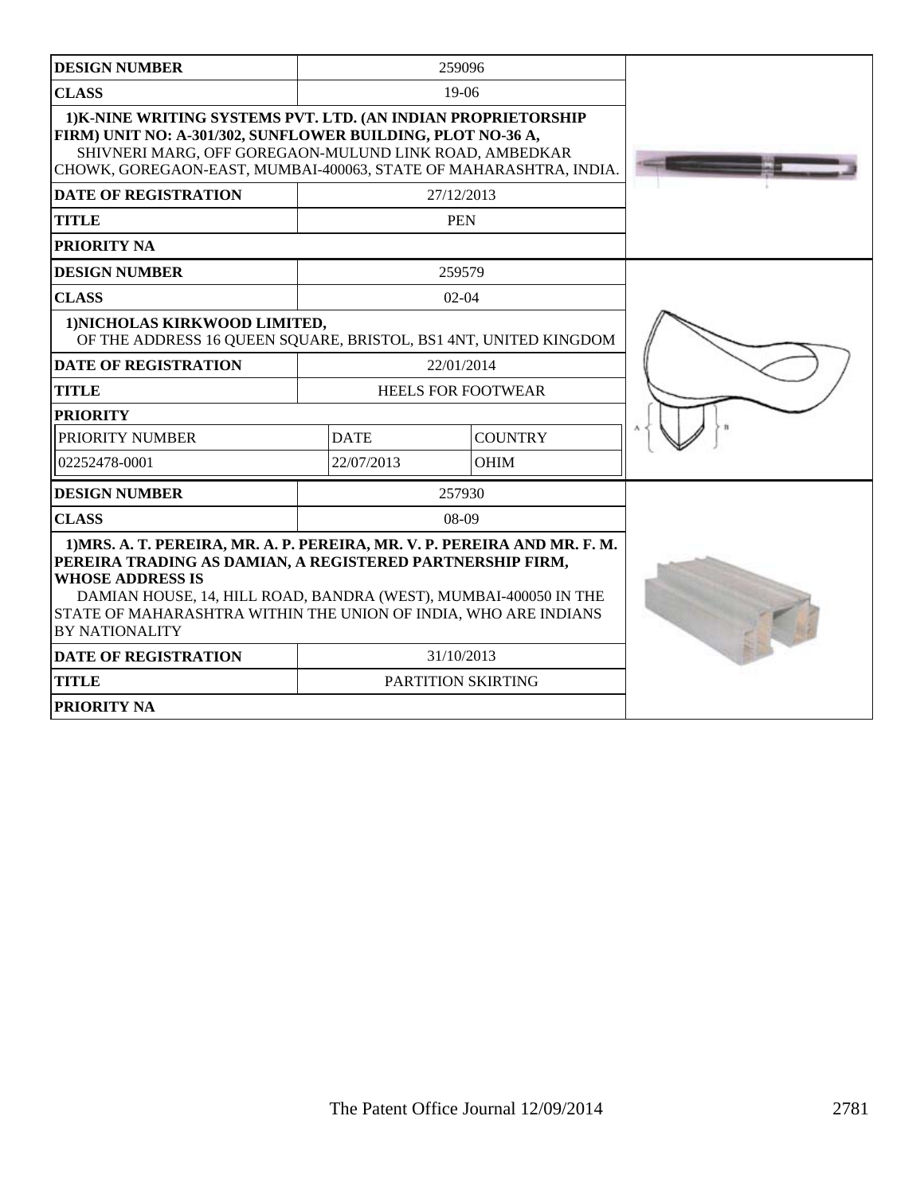| DESIGN NUMBER | 259096 |
| --- | --- |
| CLASS | 19-06 |
| 1)K-NINE WRITING SYSTEMS PVT. LTD. (AN INDIAN PROPRIETORSHIP FIRM) UNIT NO: A-301/302, SUNFLOWER BUILDING, PLOT NO-36 A, SHIVNERI MARG, OFF GOREGAON-MULUND LINK ROAD, AMBEDKAR CHOWK, GOREGAON-EAST, MUMBAI-400063, STATE OF MAHARASHTRA, INDIA. | |
| DATE OF REGISTRATION | 27/12/2013 |
| TITLE | PEN |
| PRIORITY NA | |

| DESIGN NUMBER | 259579 | |
| --- | --- | --- |
| CLASS | 02-04 | |
| 1)NICHOLAS KIRKWOOD LIMITED, OF THE ADDRESS 16 QUEEN SQUARE, BRISTOL, BS1 4NT, UNITED KINGDOM | | |
| DATE OF REGISTRATION | 22/01/2014 | |
| TITLE | HEELS FOR FOOTWEAR | |
| PRIORITY | | |
| PRIORITY NUMBER | DATE | COUNTRY |
| 02252478-0001 | 22/07/2013 | OHIM |

| DESIGN NUMBER | 257930 |
| --- | --- |
| CLASS | 08-09 |
| 1)MRS. A. T. PEREIRA, MR. A. P. PEREIRA, MR. V. P. PEREIRA AND MR. F. M. PEREIRA TRADING AS DAMIAN, A REGISTERED PARTNERSHIP FIRM, WHOSE ADDRESS IS DAMIAN HOUSE, 14, HILL ROAD, BANDRA (WEST), MUMBAI-400050 IN THE STATE OF MAHARASHTRA WITHIN THE UNION OF INDIA, WHO ARE INDIANS BY NATIONALITY | |
| DATE OF REGISTRATION | 31/10/2013 |
| TITLE | PARTITION SKIRTING |
| PRIORITY NA | |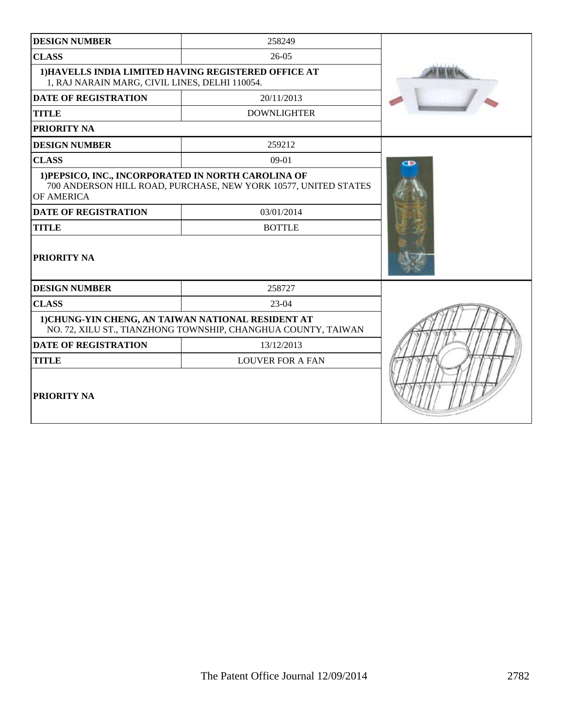| DESIGN NUMBER | 258249 |
|---|---|
| CLASS | 26-05 |
| 1)HAVELLS INDIA LIMITED HAVING REGISTERED OFFICE AT 1, RAJ NARAIN MARG, CIVIL LINES, DELHI 110054. | |
| DATE OF REGISTRATION | 20/11/2013 |
| TITLE | DOWNLIGHTER |
| PRIORITY NA | |

| DESIGN NUMBER | 259212 |
|---|---|
| CLASS | 09-01 |
| 1)PEPSICO, INC., INCORPORATED IN NORTH CAROLINA OF 700 ANDERSON HILL ROAD, PURCHASE, NEW YORK 10577, UNITED STATES OF AMERICA | |
| DATE OF REGISTRATION | 03/01/2014 |
| TITLE | BOTTLE |
| PRIORITY NA | |

| DESIGN NUMBER | 258727 |
|---|---|
| CLASS | 23-04 |
| 1)CHUNG-YIN CHENG, AN TAIWAN NATIONAL RESIDENT AT NO. 72, XILU ST., TIANZHONG TOWNSHIP, CHANGHUA COUNTY, TAIWAN | |
| DATE OF REGISTRATION | 13/12/2013 |
| TITLE | LOUVER FOR A FAN |
| PRIORITY NA | |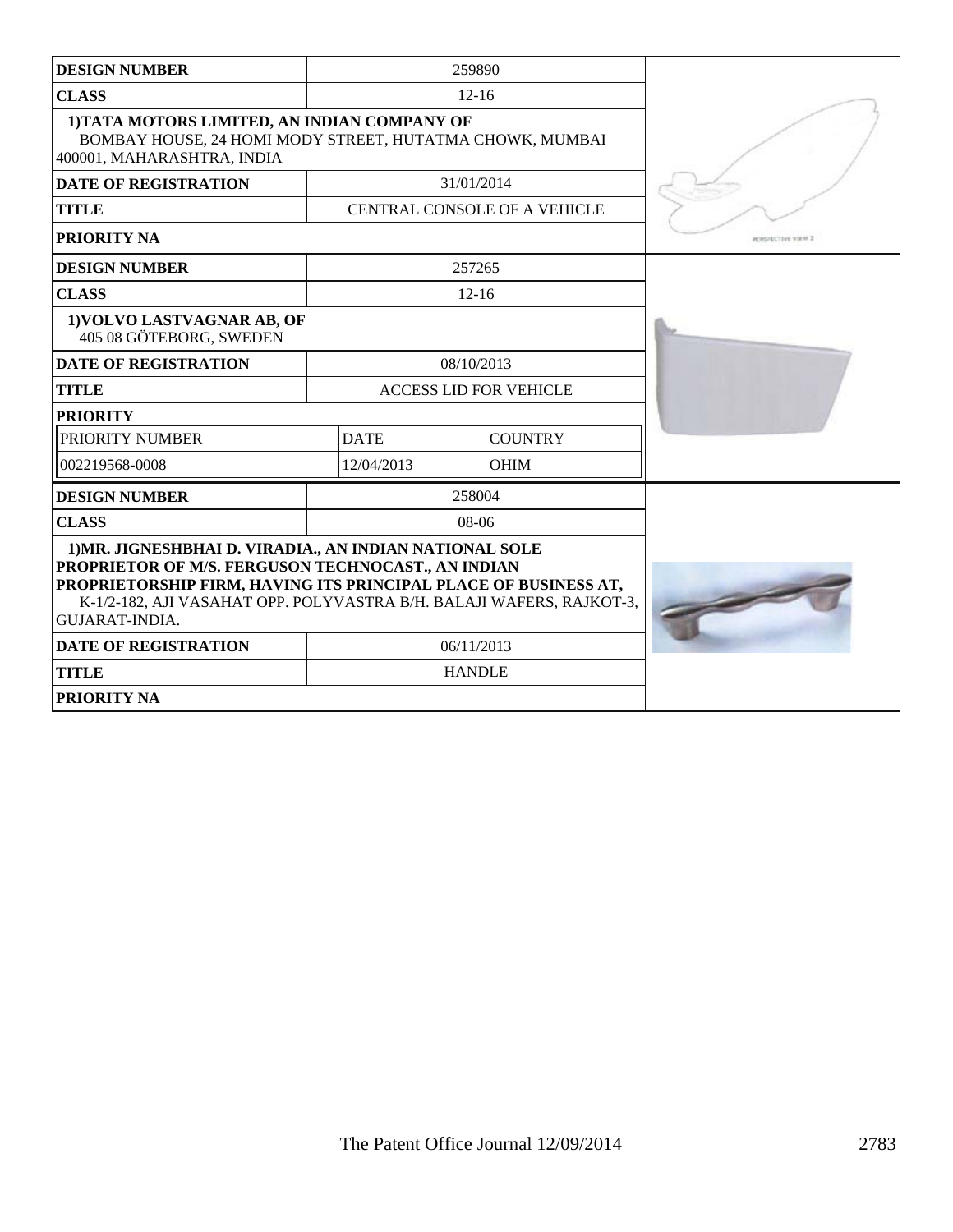| DESIGN NUMBER | 259890 |
| --- | --- |
| CLASS | 12-16 |
| 1)TATA MOTORS LIMITED, AN INDIAN COMPANY OF BOMBAY HOUSE, 24 HOMI MODY STREET, HUTATMA CHOWK, MUMBAI 400001, MAHARASHTRA, INDIA | |
| DATE OF REGISTRATION | 31/01/2014 |
| TITLE | CENTRAL CONSOLE OF A VEHICLE |
| PRIORITY NA | |

| DESIGN NUMBER | 257265 | |
| --- | --- | --- |
| CLASS | 12-16 | |
| 1)VOLVO LASTVAGNAR AB, OF 405 08 GÖTEBORG, SWEDEN | | |
| DATE OF REGISTRATION | 08/10/2013 | |
| TITLE | ACCESS LID FOR VEHICLE | |
| PRIORITY | | |
| PRIORITY NUMBER | DATE | COUNTRY |
| 002219568-0008 | 12/04/2013 | OHIM |

| DESIGN NUMBER | 258004 |
| --- | --- |
| CLASS | 08-06 |
| 1)MR. JIGNESHBHAI D. VIRADIA., AN INDIAN NATIONAL SOLE PROPRIETOR OF M/S. FERGUSON TECHNOCAST., AN INDIAN PROPRIETORSHIP FIRM, HAVING ITS PRINCIPAL PLACE OF BUSINESS AT, K-1/2-182, AJI VASAHAT OPP. POLYVASTRA B/H. BALAJI WAFERS, RAJKOT-3, GUJARAT-INDIA. | |
| DATE OF REGISTRATION | 06/11/2013 |
| TITLE | HANDLE |
| PRIORITY NA | |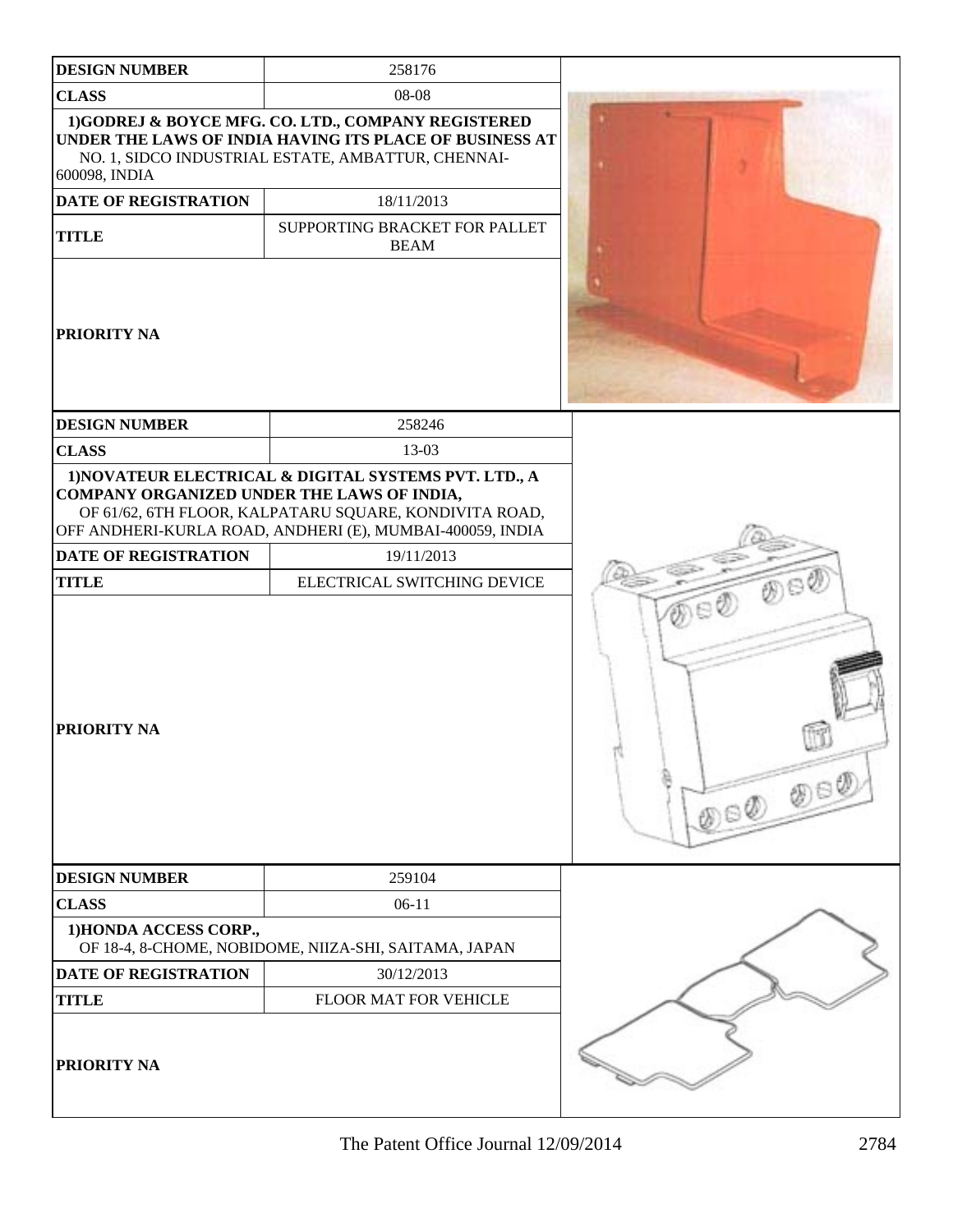| DESIGN NUMBER | 258176 |
| --- | --- |
| CLASS | 08-08 |
| 1)GODREJ & BOYCE MFG. CO. LTD., COMPANY REGISTERED UNDER THE LAWS OF INDIA HAVING ITS PLACE OF BUSINESS AT NO. 1, SIDCO INDUSTRIAL ESTATE, AMBATTUR, CHENNAI-600098, INDIA | |
| DATE OF REGISTRATION | 18/11/2013 |
| TITLE | SUPPORTING BRACKET FOR PALLET BEAM |
| PRIORITY NA | |

| DESIGN NUMBER | 258246 |
| --- | --- |
| CLASS | 13-03 |
| 1)NOVATEUR ELECTRICAL & DIGITAL SYSTEMS PVT. LTD., A COMPANY ORGANIZED UNDER THE LAWS OF INDIA, OF 61/62, 6TH FLOOR, KALPATARU SQUARE, KONDIVITA ROAD, OFF ANDHERI-KURLA ROAD, ANDHERI (E), MUMBAI-400059, INDIA | |
| DATE OF REGISTRATION | 19/11/2013 |
| TITLE | ELECTRICAL SWITCHING DEVICE |
| PRIORITY NA | |

| DESIGN NUMBER | 259104 |
| --- | --- |
| CLASS | 06-11 |
| 1)HONDA ACCESS CORP., OF 18-4, 8-CHOME, NOBIDOME, NIIZA-SHI, SAITAMA, JAPAN | |
| DATE OF REGISTRATION | 30/12/2013 |
| TITLE | FLOOR MAT FOR VEHICLE |
| PRIORITY NA | |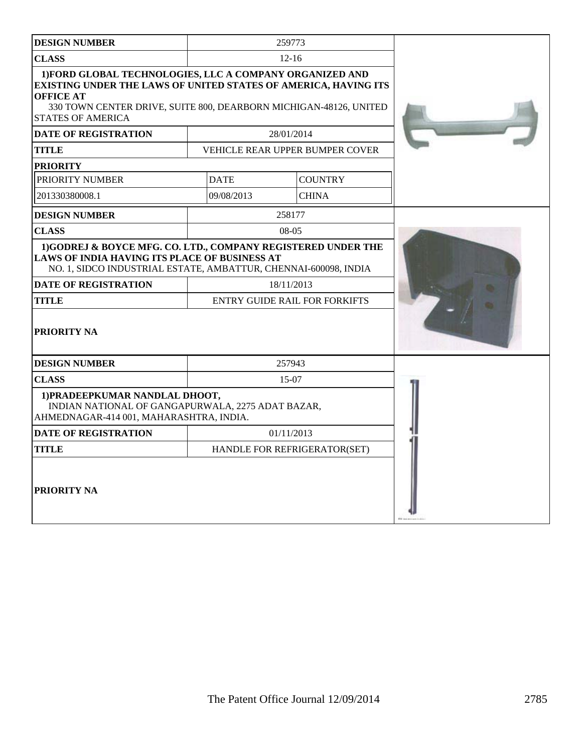| DESIGN NUMBER | 259773 | |
|---|---|---|
| CLASS | 12-16 | |
| 1)FORD GLOBAL TECHNOLOGIES, LLC A COMPANY ORGANIZED AND EXISTING UNDER THE LAWS OF UNITED STATES OF AMERICA, HAVING ITS OFFICE AT 330 TOWN CENTER DRIVE, SUITE 800, DEARBORN MICHIGAN-48126, UNITED STATES OF AMERICA | | |
| DATE OF REGISTRATION | 28/01/2014 | |
| TITLE | VEHICLE REAR UPPER BUMPER COVER | |
| PRIORITY | | |
| PRIORITY NUMBER | DATE | COUNTRY |
| 201330380008.1 | 09/08/2013 | CHINA |

| DESIGN NUMBER | 258177 |
|---|---|
| CLASS | 08-05 |
| 1)GODREJ & BOYCE MFG. CO. LTD., COMPANY REGISTERED UNDER THE LAWS OF INDIA HAVING ITS PLACE OF BUSINESS AT NO. 1, SIDCO INDUSTRIAL ESTATE, AMBATTUR, CHENNAI-600098, INDIA | |
| DATE OF REGISTRATION | 18/11/2013 |
| TITLE | ENTRY GUIDE RAIL FOR FORKIFTS |
| PRIORITY NA | |

| DESIGN NUMBER | 257943 |
|---|---|
| CLASS | 15-07 |
| 1)PRADEEPKUMAR NANDLAL DHOOT, INDIAN NATIONAL OF GANGAPURWALA, 2275 ADAT BAZAR, AHMEDNAGAR-414 001, MAHARASHTRA, INDIA. | |
| DATE OF REGISTRATION | 01/11/2013 |
| TITLE | HANDLE FOR REFRIGERATOR(SET) |
| PRIORITY NA | |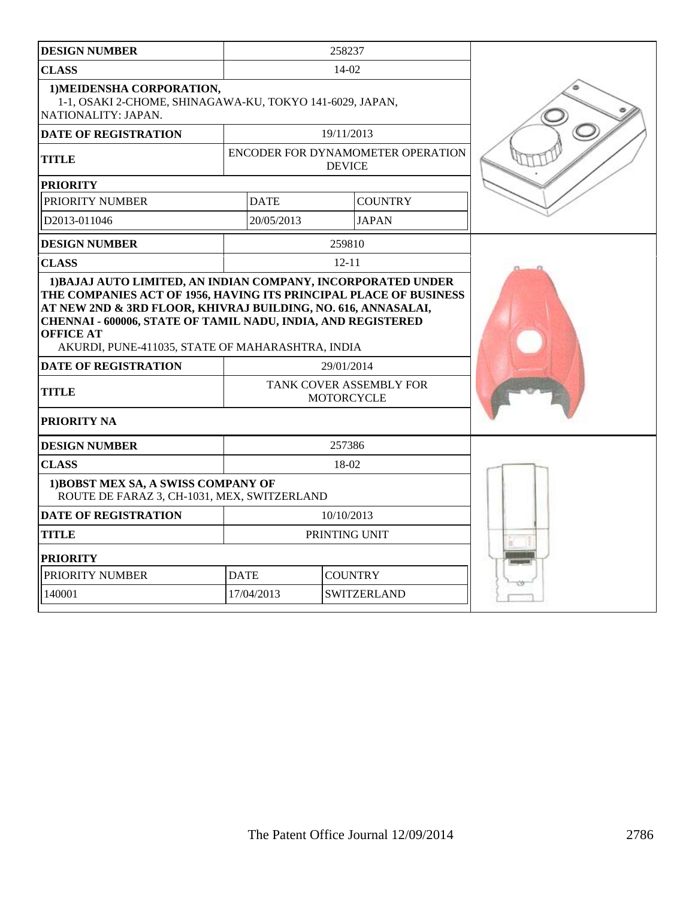| DESIGN NUMBER | 258237 | |
|---|---|---|
| CLASS | 14-02 | |
| **1)MEIDENSHA CORPORATION,** 1-1, OSAKI 2-CHOME, SHINAGAWA-KU, TOKYO 141-6029, JAPAN, NATIONALITY: JAPAN. | | |
| DATE OF REGISTRATION | 19/11/2013 | |
| TITLE | ENCODER FOR DYNAMOMETER OPERATION DEVICE | |
| **PRIORITY** | | |
| PRIORITY NUMBER | DATE | COUNTRY |
| D2013-011046 | 20/05/2013 | JAPAN |

| DESIGN NUMBER | 259810 |
|---|---|
| CLASS | 12-11 |
| **1)BAJAJ AUTO LIMITED, AN INDIAN COMPANY, INCORPORATED UNDER THE COMPANIES ACT OF 1956, HAVING ITS PRINCIPAL PLACE OF BUSINESS AT NEW 2ND & 3RD FLOOR, KHIVRAJ BUILDING, NO. 616, ANNASALAI, CHENNAI - 600006, STATE OF TAMIL NADU, INDIA, AND REGISTERED OFFICE AT** AKURDI, PUNE-411035, STATE OF MAHARASHTRA, INDIA | |
| DATE OF REGISTRATION | 29/01/2014 |
| TITLE | TANK COVER ASSEMBLY FOR MOTORCYCLE |
| **PRIORITY NA** | |

| DESIGN NUMBER | 257386 | |
|---|---|---|
| CLASS | 18-02 | |
| **1)BOBST MEX SA, A SWISS COMPANY OF** ROUTE DE FARAZ 3, CH-1031, MEX, SWITZERLAND | | |
| DATE OF REGISTRATION | 10/10/2013 | |
| TITLE | PRINTING UNIT | |
| **PRIORITY** | | |
| PRIORITY NUMBER | DATE | COUNTRY |
| 140001 | 17/04/2013 | SWITZERLAND |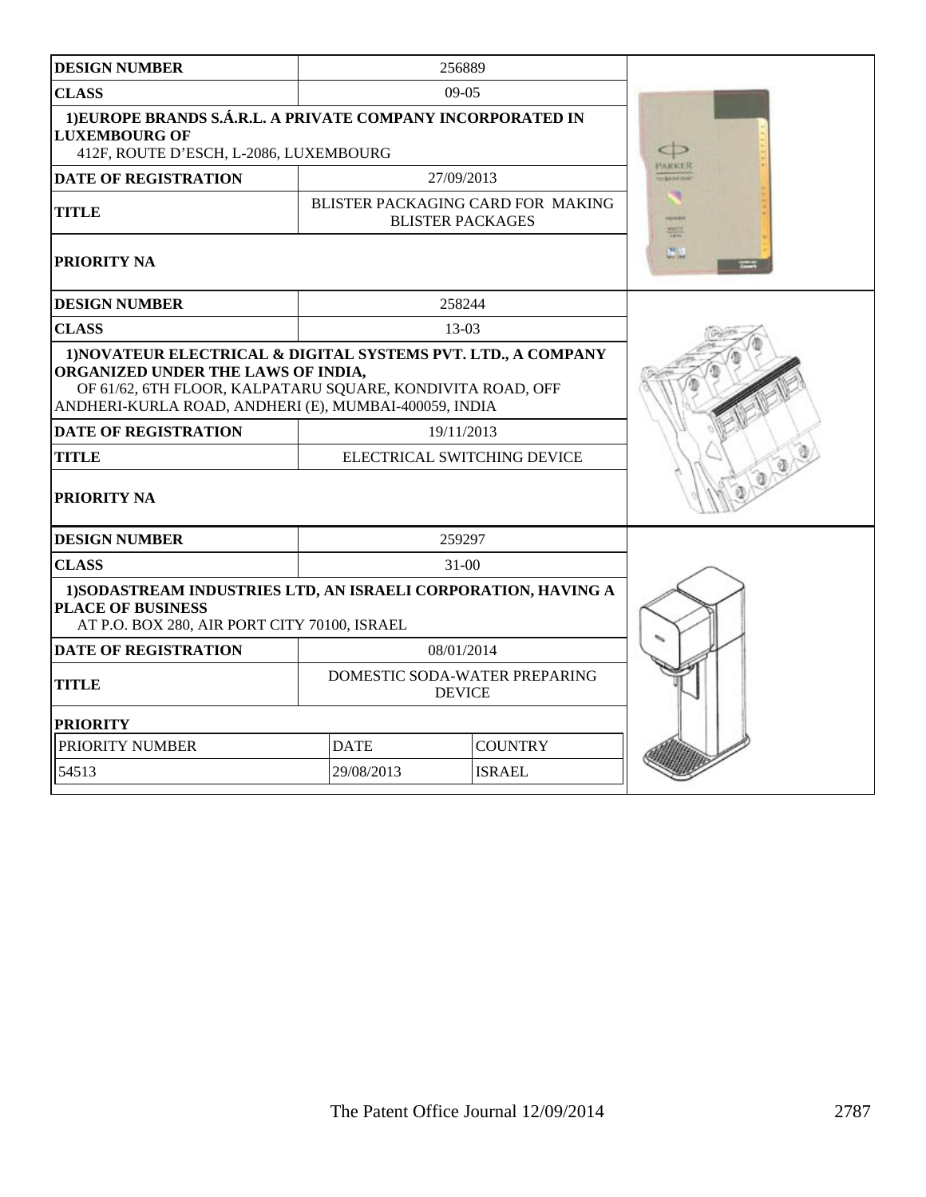| DESIGN NUMBER | 256889 |
|---|---|
| CLASS | 09-05 |
| 1)EUROPE BRANDS S.Á.R.L. A PRIVATE COMPANY INCORPORATED IN LUXEMBOURG OF<br>412F, ROUTE D'ESCH, L-2086, LUXEMBOURG | |
| DATE OF REGISTRATION | 27/09/2013 |
| TITLE | BLISTER PACKAGING CARD FOR MAKING BLISTER PACKAGES |
| PRIORITY NA | |

| DESIGN NUMBER | 258244 |
|---|---|
| CLASS | 13-03 |
| 1)NOVATEUR ELECTRICAL & DIGITAL SYSTEMS PVT. LTD., A COMPANY ORGANIZED UNDER THE LAWS OF INDIA,<br>OF 61/62, 6TH FLOOR, KALPATARU SQUARE, KONDIVITA ROAD, OFF ANDHERI-KURLA ROAD, ANDHERI (E), MUMBAI-400059, INDIA | |
| DATE OF REGISTRATION | 19/11/2013 |
| TITLE | ELECTRICAL SWITCHING DEVICE |
| PRIORITY NA | |

| DESIGN NUMBER | 259297 | |
|---|---|---|
| CLASS | 31-00 | |
| 1)SODASTREAM INDUSTRIES LTD, AN ISRAELI CORPORATION, HAVING A PLACE OF BUSINESS<br>AT P.O. BOX 280, AIR PORT CITY 70100, ISRAEL | | |
| DATE OF REGISTRATION | 08/01/2014 | |
| TITLE | DOMESTIC SODA-WATER PREPARING DEVICE | |
| PRIORITY | | |
| PRIORITY NUMBER | DATE | COUNTRY |
| 54513 | 29/08/2013 | ISRAEL |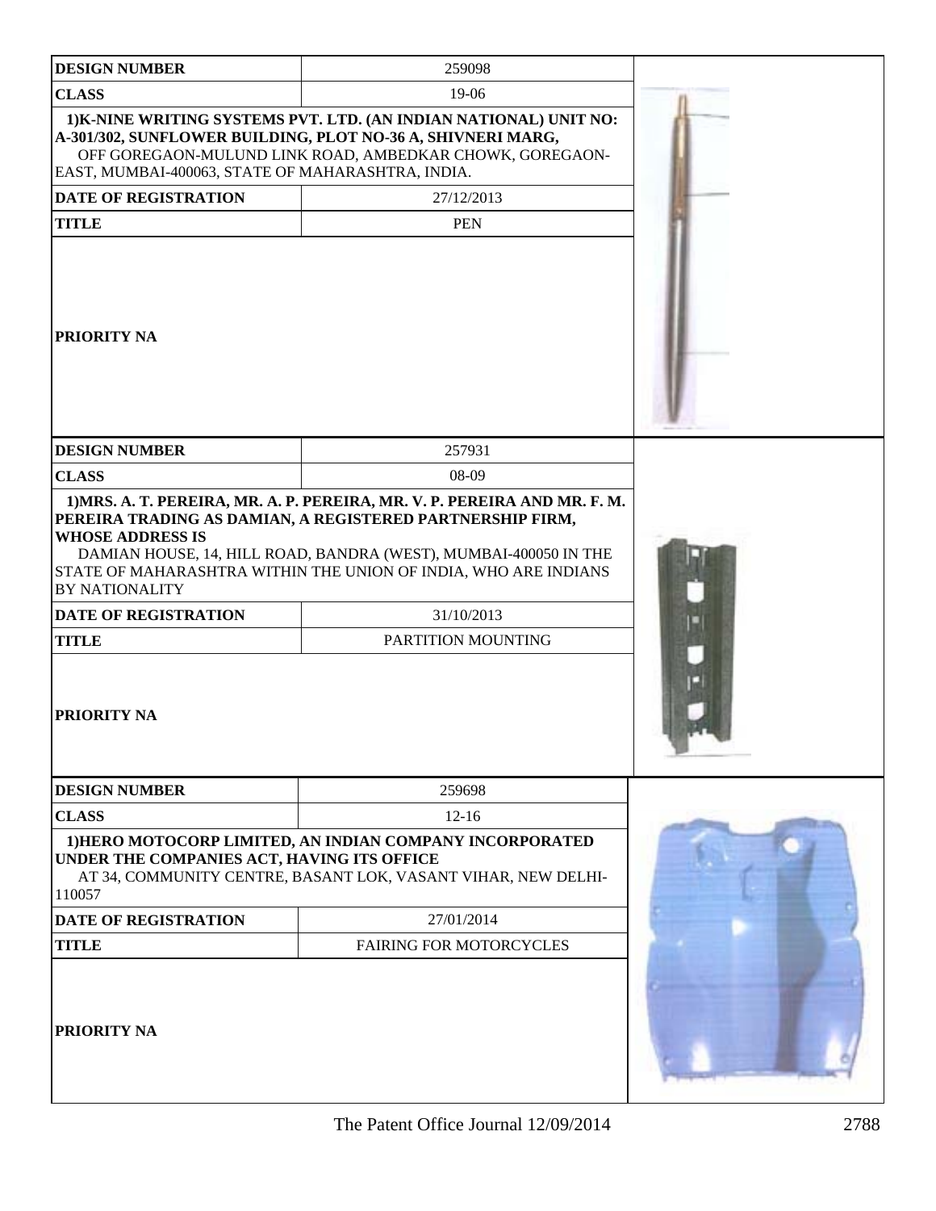| DESIGN NUMBER | 259098 |
|---|---|
| CLASS | 19-06 |
| 1)K-NINE WRITING SYSTEMS PVT. LTD. (AN INDIAN NATIONAL) UNIT NO: A-301/302, SUNFLOWER BUILDING, PLOT NO-36 A, SHIVNERI MARG, OFF GOREGAON-MULUND LINK ROAD, AMBEDKAR CHOWK, GOREGAON-EAST, MUMBAI-400063, STATE OF MAHARASHTRA, INDIA. | |
| DATE OF REGISTRATION | 27/12/2013 |
| TITLE | PEN |
| PRIORITY NA | |

| DESIGN NUMBER | 257931 |
|---|---|
| CLASS | 08-09 |
| 1)MRS. A. T. PEREIRA, MR. A. P. PEREIRA, MR. V. P. PEREIRA AND MR. F. M. PEREIRA TRADING AS DAMIAN, A REGISTERED PARTNERSHIP FIRM, WHOSE ADDRESS IS DAMIAN HOUSE, 14, HILL ROAD, BANDRA (WEST), MUMBAI-400050 IN THE STATE OF MAHARASHTRA WITHIN THE UNION OF INDIA, WHO ARE INDIANS BY NATIONALITY | |
| DATE OF REGISTRATION | 31/10/2013 |
| TITLE | PARTITION MOUNTING |
| PRIORITY NA | |

| DESIGN NUMBER | 259698 |
|---|---|
| CLASS | 12-16 |
| 1)HERO MOTOCORP LIMITED, AN INDIAN COMPANY INCORPORATED UNDER THE COMPANIES ACT, HAVING ITS OFFICE AT 34, COMMUNITY CENTRE, BASANT LOK, VASANT VIHAR, NEW DELHI-110057 | |
| DATE OF REGISTRATION | 27/01/2014 |
| TITLE | FAIRING FOR MOTORCYCLES |
| PRIORITY NA | |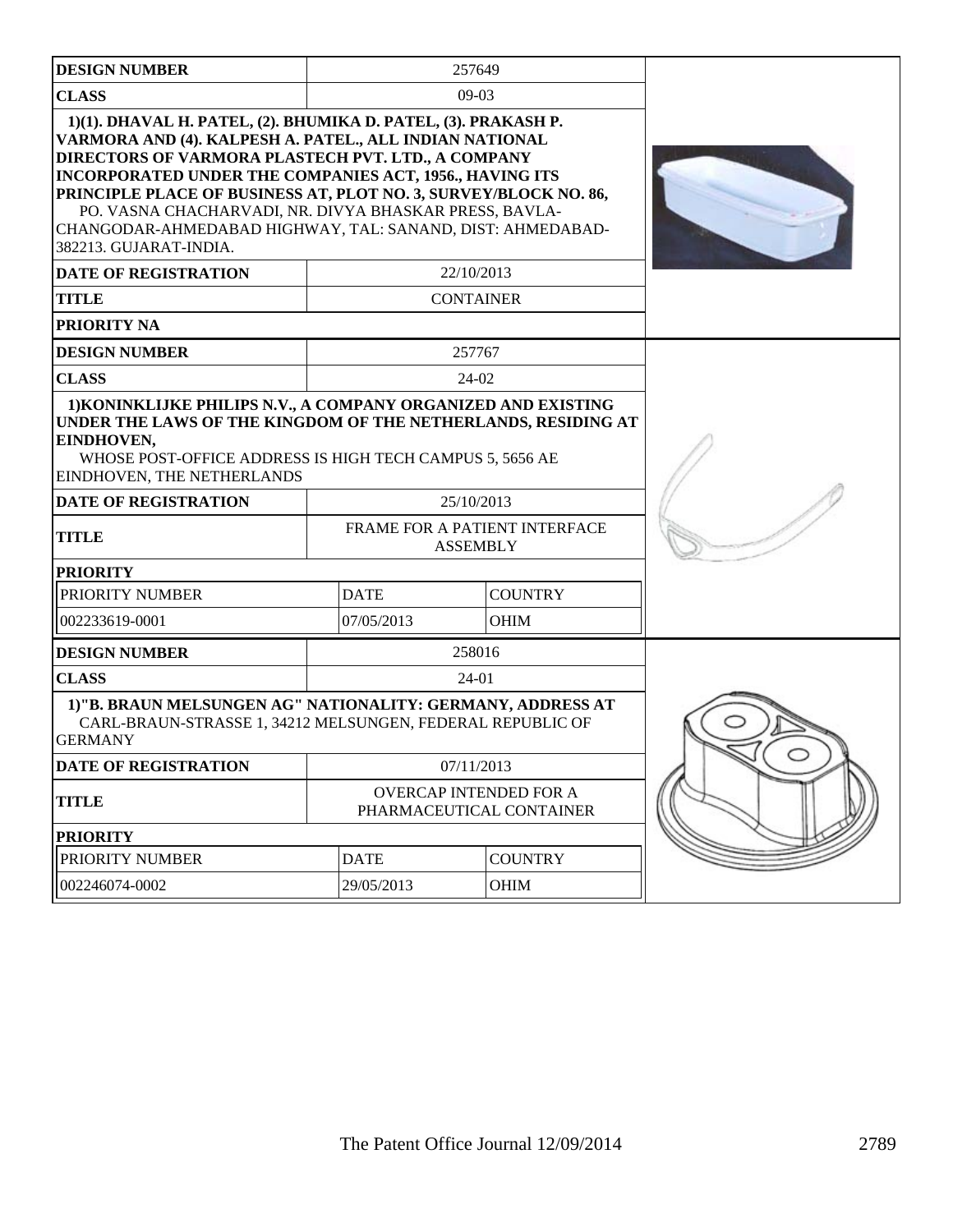| DESIGN NUMBER | 257649 | |
|---|---|---|
| CLASS | 09-03 | |
| 1)(1). DHAVAL H. PATEL, (2). BHUMIKA D. PATEL, (3). PRAKASH P. VARMORA AND (4). KALPESH A. PATEL., ALL INDIAN NATIONAL DIRECTORS OF VARMORA PLASTECH PVT. LTD., A COMPANY INCORPORATED UNDER THE COMPANIES ACT, 1956., HAVING ITS PRINCIPLE PLACE OF BUSINESS AT, PLOT NO. 3, SURVEY/BLOCK NO. 86, PO. VASNA CHACHARVADI, NR. DIVYA BHASKAR PRESS, BAVLA-CHANGODAR-AHMEDABAD HIGHWAY, TAL: SANAND, DIST: AHMEDABAD-382213. GUJARAT-INDIA. | | |
| DATE OF REGISTRATION | 22/10/2013 | |
| TITLE | CONTAINER | |
| PRIORITY NA | | |

| DESIGN NUMBER | 257767 | |
|---|---|---|
| CLASS | 24-02 | |
| 1)KONINKLIJKE PHILIPS N.V., A COMPANY ORGANIZED AND EXISTING UNDER THE LAWS OF THE KINGDOM OF THE NETHERLANDS, RESIDING AT EINDHOVEN, WHOSE POST-OFFICE ADDRESS IS HIGH TECH CAMPUS 5, 5656 AE EINDHOVEN, THE NETHERLANDS | | |
| DATE OF REGISTRATION | 25/10/2013 | |
| TITLE | FRAME FOR A PATIENT INTERFACE ASSEMBLY | |
| PRIORITY | | |
| PRIORITY NUMBER | DATE | COUNTRY |
| 002233619-0001 | 07/05/2013 | OHIM |

| DESIGN NUMBER | 258016 | |
|---|---|---|
| CLASS | 24-01 | |
| 1)"B. BRAUN MELSUNGEN AG" NATIONALITY: GERMANY, ADDRESS AT CARL-BRAUN-STRASSE 1, 34212 MELSUNGEN, FEDERAL REPUBLIC OF GERMANY | | |
| DATE OF REGISTRATION | 07/11/2013 | |
| TITLE | OVERCAP INTENDED FOR A PHARMACEUTICAL CONTAINER | |
| PRIORITY | | |
| PRIORITY NUMBER | DATE | COUNTRY |
| 002246074-0002 | 29/05/2013 | OHIM |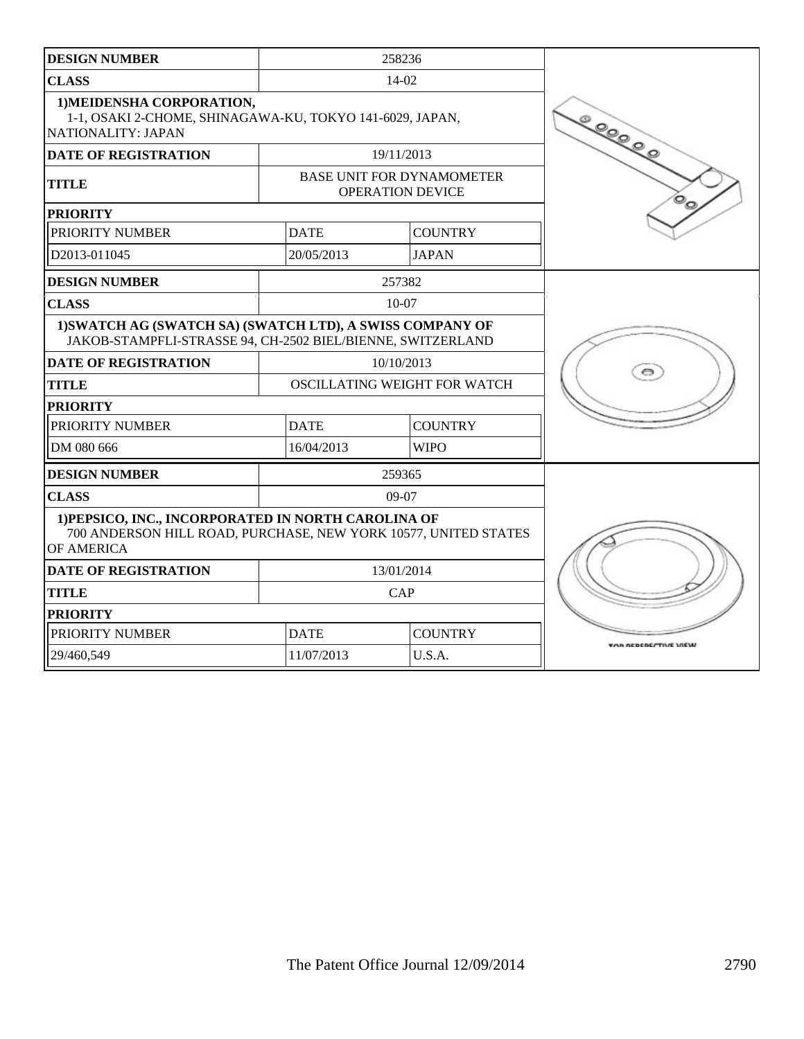| DESIGN NUMBER | 258236 | |
|---|---|---|
| CLASS | 14-02 | |
| 1)MEIDENSHA CORPORATION, 1-1, OSAKI 2-CHOME, SHINAGAWA-KU, TOKYO 141-6029, JAPAN, NATIONALITY: JAPAN | | |
| DATE OF REGISTRATION | 19/11/2013 | |
| TITLE | BASE UNIT FOR DYNAMOMETER OPERATION DEVICE | |
| PRIORITY | | |
| PRIORITY NUMBER | DATE | COUNTRY |
| D2013-011045 | 20/05/2013 | JAPAN |

| DESIGN NUMBER | 257382 | |
|---|---|---|
| CLASS | 10-07 | |
| 1)SWATCH AG (SWATCH SA) (SWATCH LTD), A SWISS COMPANY OF JAKOB-STAMPFLI-STRASSE 94, CH-2502 BIEL/BIENNE, SWITZERLAND | | |
| DATE OF REGISTRATION | 10/10/2013 | |
| TITLE | OSCILLATING WEIGHT FOR WATCH | |
| PRIORITY | | |
| PRIORITY NUMBER | DATE | COUNTRY |
| DM 080 666 | 16/04/2013 | WIPO |

| DESIGN NUMBER | 259365 | |
|---|---|---|
| CLASS | 09-07 | |
| 1)PEPSICO, INC., INCORPORATED IN NORTH CAROLINA OF 700 ANDERSON HILL ROAD, PURCHASE, NEW YORK 10577, UNITED STATES OF AMERICA | | |
| DATE OF REGISTRATION | 13/01/2014 | |
| TITLE | CAP | |
| PRIORITY | | |
| PRIORITY NUMBER | DATE | COUNTRY |
| 29/460,549 | 11/07/2013 | U.S.A. |

TOP PERSPECTIVE VIEW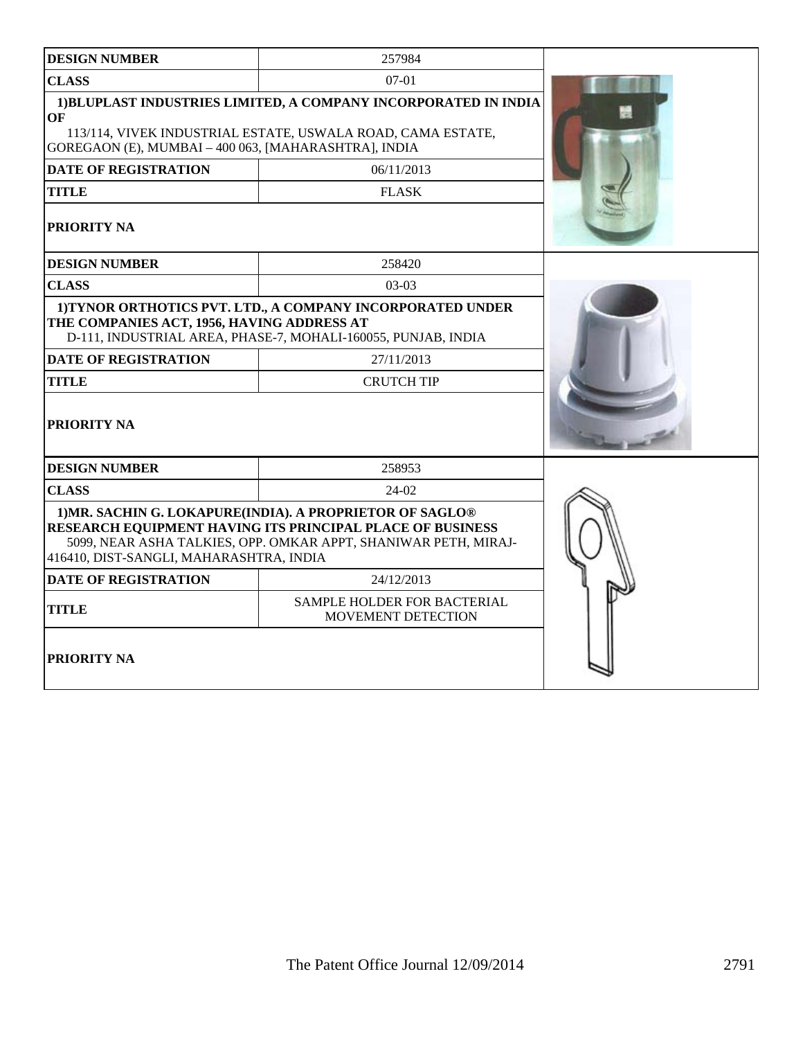| DESIGN NUMBER | 257984 |
| --- | --- |
| CLASS | 07-01 |
| 1)BLUPLAST INDUSTRIES LIMITED, A COMPANY INCORPORATED IN INDIA OF 113/114, VIVEK INDUSTRIAL ESTATE, USWALA ROAD, CAMA ESTATE, GOREGAON (E), MUMBAI – 400 063, [MAHARASHTRA], INDIA | |
| DATE OF REGISTRATION | 06/11/2013 |
| TITLE | FLASK |
| PRIORITY NA | |

| DESIGN NUMBER | 258420 |
| --- | --- |
| CLASS | 03-03 |
| 1)TYNOR ORTHOTICS PVT. LTD., A COMPANY INCORPORATED UNDER THE COMPANIES ACT, 1956, HAVING ADDRESS AT D-111, INDUSTRIAL AREA, PHASE-7, MOHALI-160055, PUNJAB, INDIA | |
| DATE OF REGISTRATION | 27/11/2013 |
| TITLE | CRUTCH TIP |
| PRIORITY NA | |

| DESIGN NUMBER | 258953 |
| --- | --- |
| CLASS | 24-02 |
| 1)MR. SACHIN G. LOKAPURE(INDIA). A PROPRIETOR OF SAGLO® RESEARCH EQUIPMENT HAVING ITS PRINCIPAL PLACE OF BUSINESS 5099, NEAR ASHA TALKIES, OPP. OMKAR APPT, SHANIWAR PETH, MIRAJ-416410, DIST-SANGLI, MAHARASHTRA, INDIA | |
| DATE OF REGISTRATION | 24/12/2013 |
| TITLE | SAMPLE HOLDER FOR BACTERIAL MOVEMENT DETECTION |
| PRIORITY NA | |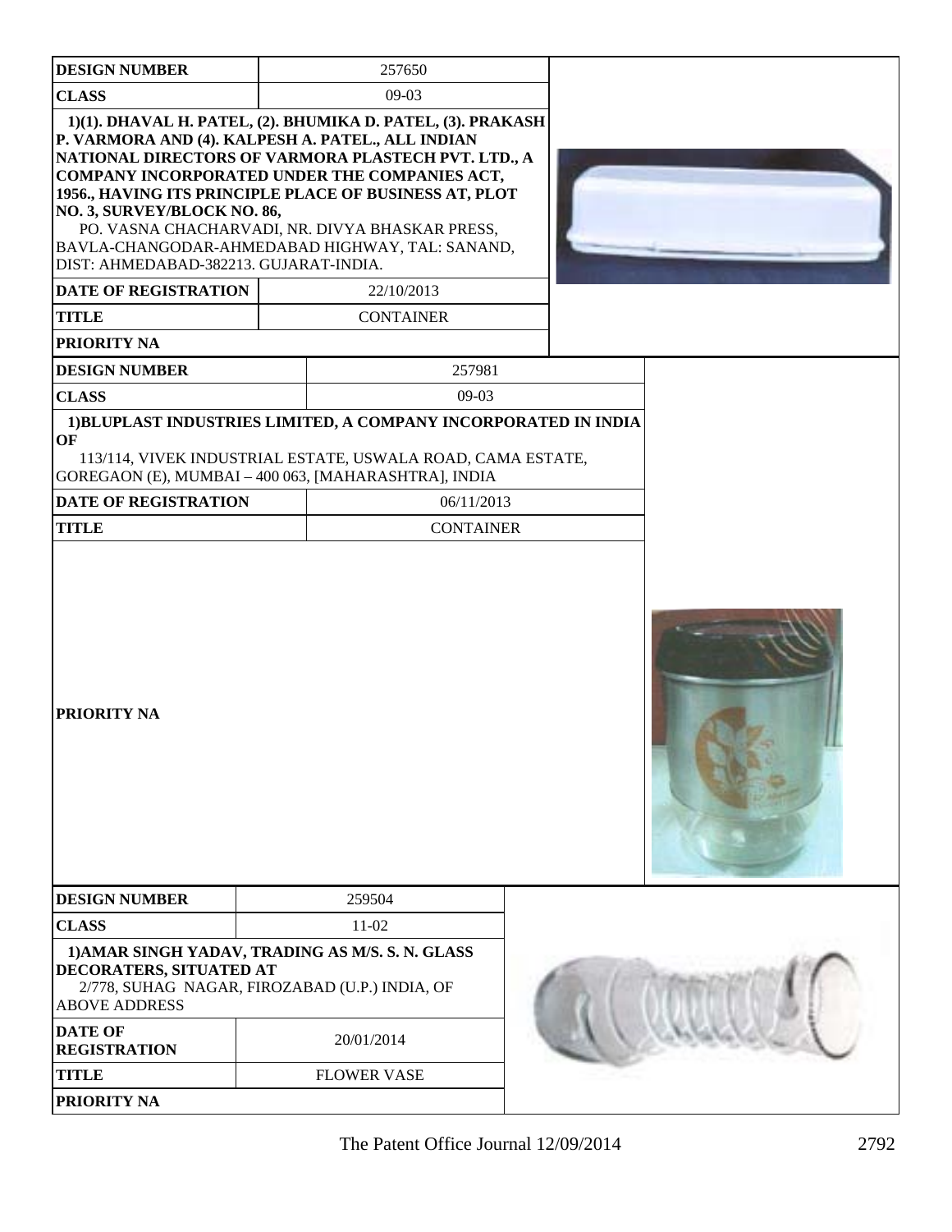| DESIGN NUMBER | 257650 |
|---|---|
| CLASS | 09-03 |
| 1)(1). DHAVAL H. PATEL, (2). BHUMIKA D. PATEL, (3). PRAKASH P. VARMORA AND (4). KALPESH A. PATEL., ALL INDIAN NATIONAL DIRECTORS OF VARMORA PLASTECH PVT. LTD., A COMPANY INCORPORATED UNDER THE COMPANIES ACT, 1956., HAVING ITS PRINCIPLE PLACE OF BUSINESS AT, PLOT NO. 3, SURVEY/BLOCK NO. 86, PO. VASNA CHACHARVADI, NR. DIVYA BHASKAR PRESS, BAVLA-CHANGODAR-AHMEDABAD HIGHWAY, TAL: SANAND, DIST: AHMEDABAD-382213. GUJARAT-INDIA. | |
| DATE OF REGISTRATION | 22/10/2013 |
| TITLE | CONTAINER |
| PRIORITY NA | |

| DESIGN NUMBER | 257981 |
|---|---|
| CLASS | 09-03 |
| 1)BLUPLAST INDUSTRIES LIMITED, A COMPANY INCORPORATED IN INDIA OF 113/114, VIVEK INDUSTRIAL ESTATE, USWALA ROAD, CAMA ESTATE, GOREGAON (E), MUMBAI – 400 063, [MAHARASHTRA], INDIA | |
| DATE OF REGISTRATION | 06/11/2013 |
| TITLE | CONTAINER |
| PRIORITY NA | |

| DESIGN NUMBER | 259504 |
|---|---|
| CLASS | 11-02 |
| 1)AMAR SINGH YADAV, TRADING AS M/S. S. N. GLASS DECORATERS, SITUATED AT 2/778, SUHAG NAGAR, FIROZABAD (U.P.) INDIA, OF ABOVE ADDRESS | |
| DATE OF REGISTRATION | 20/01/2014 |
| TITLE | FLOWER VASE |
| PRIORITY NA | |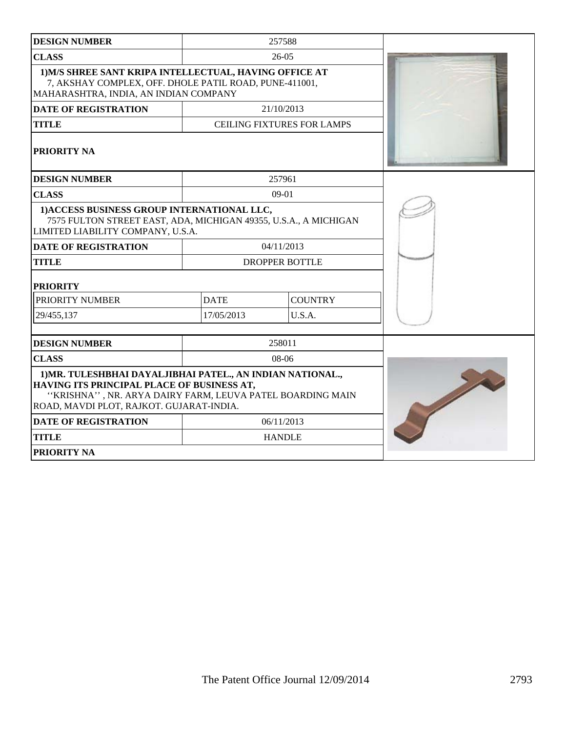| DESIGN NUMBER | 257588 | |
|---|---|---|
| CLASS | 26-05 | |
| 1)M/S SHREE SANT KRIPA INTELLECTUAL, HAVING OFFICE AT 7, AKSHAY COMPLEX, OFF. DHOLE PATIL ROAD, PUNE-411001, MAHARASHTRA, INDIA, AN INDIAN COMPANY | | |
| DATE OF REGISTRATION | 21/10/2013 | |
| TITLE | CEILING FIXTURES FOR LAMPS | |
| PRIORITY NA | | |

| DESIGN NUMBER | 257961 | |
|---|---|---|
| CLASS | 09-01 | |
| 1)ACCESS BUSINESS GROUP INTERNATIONAL LLC, 7575 FULTON STREET EAST, ADA, MICHIGAN 49355, U.S.A., A MICHIGAN LIMITED LIABILITY COMPANY, U.S.A. | | |
| DATE OF REGISTRATION | 04/11/2013 | |
| TITLE | DROPPER BOTTLE | |
| PRIORITY | | |
| PRIORITY NUMBER | DATE | COUNTRY |
| 29/455,137 | 17/05/2013 | U.S.A. |

| DESIGN NUMBER | 258011 | |
|---|---|---|
| CLASS | 08-06 | |
| 1)MR. TULESHBHAI DAYALJIBHAI PATEL., AN INDIAN NATIONAL., HAVING ITS PRINCIPAL PLACE OF BUSINESS AT, ''KRISHNA'' , NR. ARYA DAIRY FARM, LEUVA PATEL BOARDING MAIN ROAD, MAVDI PLOT, RAJKOT. GUJARAT-INDIA. | | |
| DATE OF REGISTRATION | 06/11/2013 | |
| TITLE | HANDLE | |
| PRIORITY NA | | |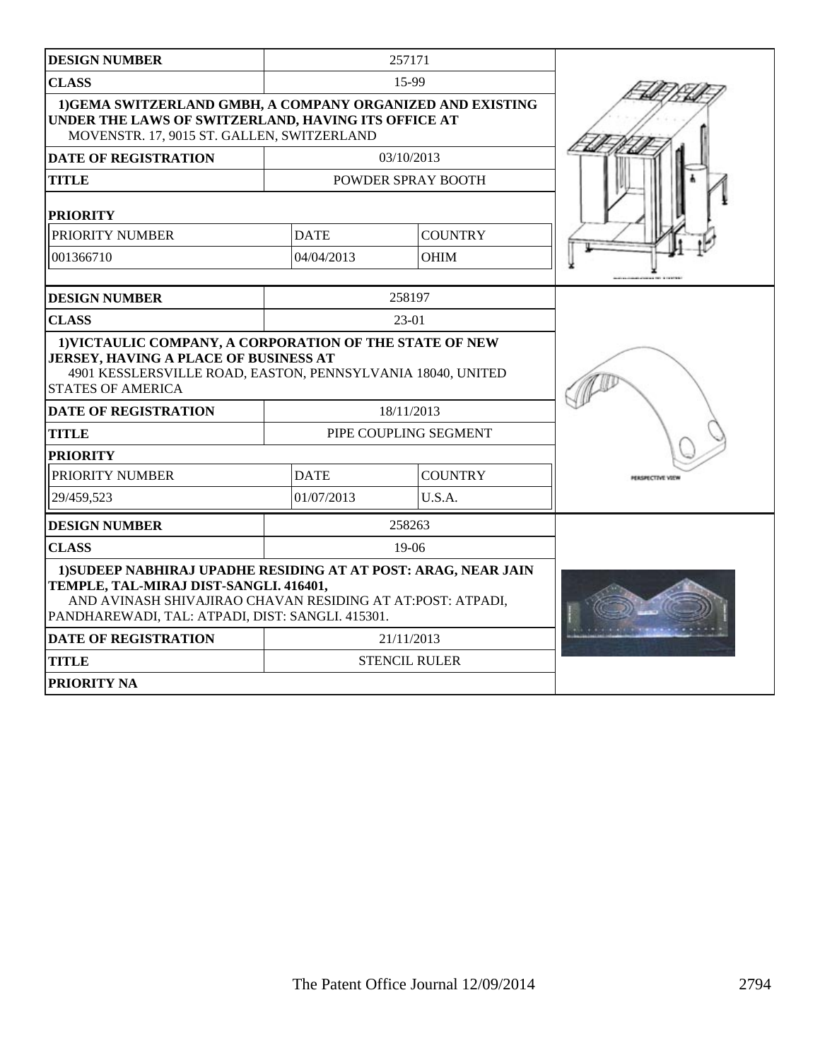| DESIGN NUMBER | 257171 | |
|---|---|---|
| CLASS | 15-99 | |
| 1)GEMA SWITZERLAND GMBH, A COMPANY ORGANIZED AND EXISTING UNDER THE LAWS OF SWITZERLAND, HAVING ITS OFFICE AT MOVENSTR. 17, 9015 ST. GALLEN, SWITZERLAND | | |
| DATE OF REGISTRATION | 03/10/2013 | |
| TITLE | POWDER SPRAY BOOTH | |
| PRIORITY | | |
| PRIORITY NUMBER | DATE | COUNTRY |
| 001366710 | 04/04/2013 | OHIM |

| DESIGN NUMBER | 258197 | |
|---|---|---|
| CLASS | 23-01 | |
| 1)VICTAULIC COMPANY, A CORPORATION OF THE STATE OF NEW JERSEY, HAVING A PLACE OF BUSINESS AT 4901 KESSLERSVILLE ROAD, EASTON, PENNSYLVANIA 18040, UNITED STATES OF AMERICA | | |
| DATE OF REGISTRATION | 18/11/2013 | |
| TITLE | PIPE COUPLING SEGMENT | |
| PRIORITY | | |
| PRIORITY NUMBER | DATE | COUNTRY |
| 29/459,523 | 01/07/2013 | U.S.A. |

PERSPECTIVE VIEW

| DESIGN NUMBER | 258263 |
|---|---|
| CLASS | 19-06 |
| 1)SUDEEP NABHIRAJ UPADHE RESIDING AT AT POST: ARAG, NEAR JAIN TEMPLE, TAL-MIRAJ DIST-SANGLI. 416401, AND AVINASH SHIVAJIRAO CHAVAN RESIDING AT AT:POST: ATPADI, PANDHAREWADI, TAL: ATPADI, DIST: SANGLI. 415301. | |
| DATE OF REGISTRATION | 21/11/2013 |
| TITLE | STENCIL RULER |
| PRIORITY NA | |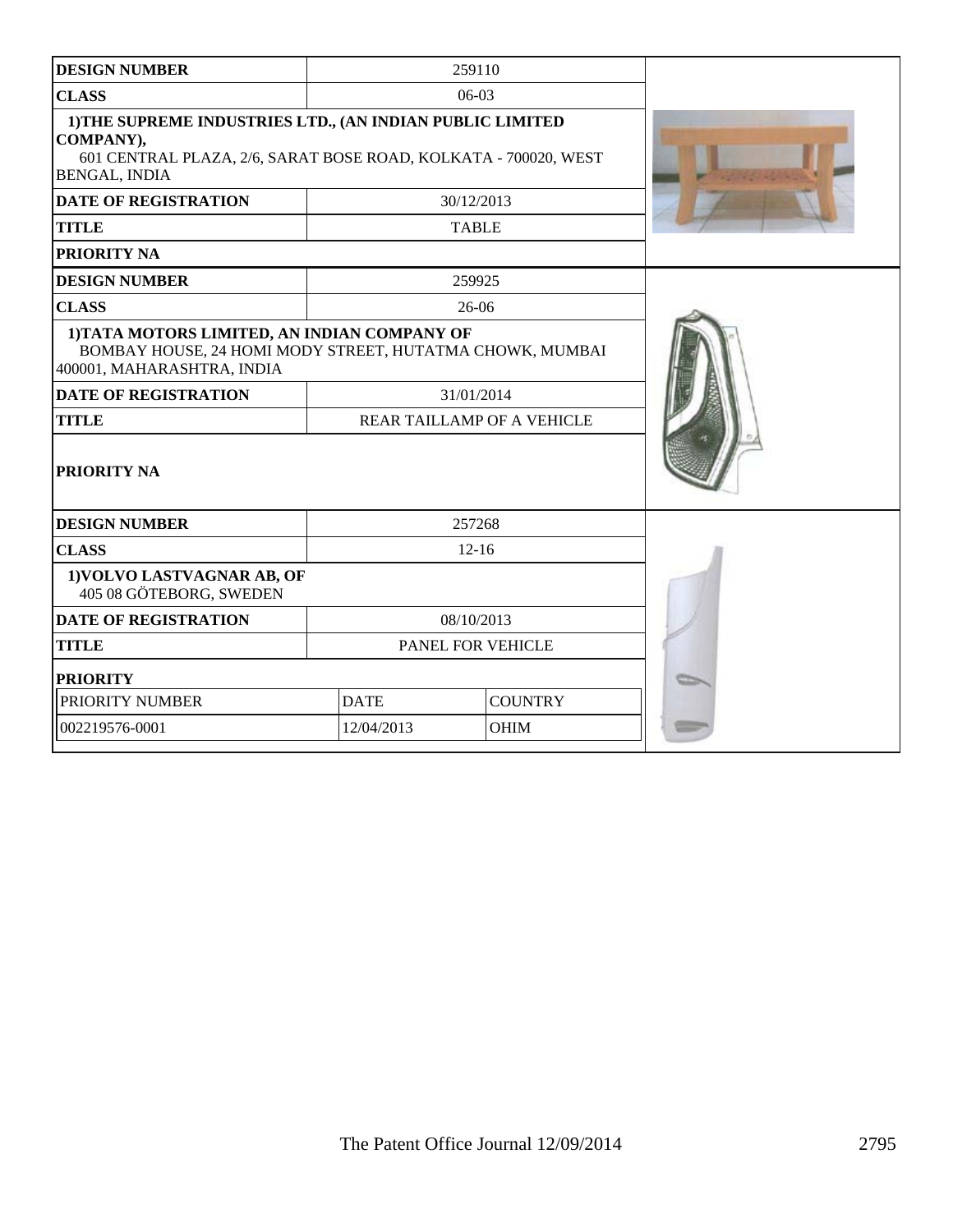| DESIGN NUMBER | 259110 |
|---|---|
| CLASS | 06-03 |
| 1)THE SUPREME INDUSTRIES LTD., (AN INDIAN PUBLIC LIMITED COMPANY), 601 CENTRAL PLAZA, 2/6, SARAT BOSE ROAD, KOLKATA - 700020, WEST BENGAL, INDIA | |
| DATE OF REGISTRATION | 30/12/2013 |
| TITLE | TABLE |
| PRIORITY NA | |

| DESIGN NUMBER | 259925 |
|---|---|
| CLASS | 26-06 |
| 1)TATA MOTORS LIMITED, AN INDIAN COMPANY OF BOMBAY HOUSE, 24 HOMI MODY STREET, HUTATMA CHOWK, MUMBAI 400001, MAHARASHTRA, INDIA | |
| DATE OF REGISTRATION | 31/01/2014 |
| TITLE | REAR TAILLAMP OF A VEHICLE |
| PRIORITY NA | |

| DESIGN NUMBER | 257268 | |
|---|---|---|
| CLASS | 12-16 | |
| 1)VOLVO LASTVAGNAR AB, OF 405 08 GÖTEBORG, SWEDEN | | |
| DATE OF REGISTRATION | 08/10/2013 | |
| TITLE | PANEL FOR VEHICLE | |
| PRIORITY | | |
| PRIORITY NUMBER | DATE | COUNTRY |
| 002219576-0001 | 12/04/2013 | OHIM |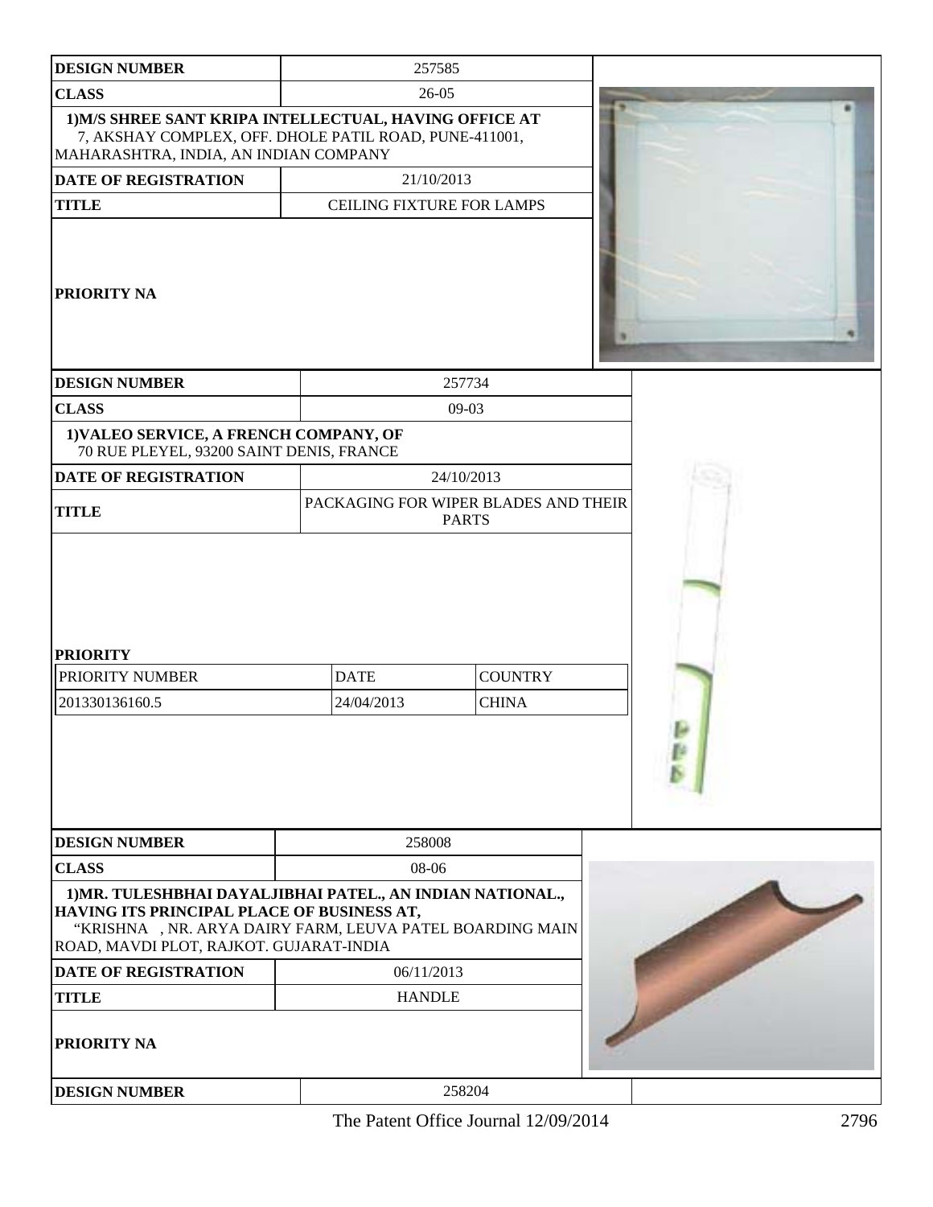| DESIGN NUMBER | 257585 |
| --- | --- |
| CLASS | 26-05 |
| 1)M/S SHREE SANT KRIPA INTELLECTUAL, HAVING OFFICE AT 7, AKSHAY COMPLEX, OFF. DHOLE PATIL ROAD, PUNE-411001, MAHARASHTRA, INDIA, AN INDIAN COMPANY | |
| DATE OF REGISTRATION | 21/10/2013 |
| TITLE | CEILING FIXTURE FOR LAMPS |
| PRIORITY NA | |

| DESIGN NUMBER | 257734 | |
| --- | --- | --- |
| CLASS | 09-03 | |
| 1)VALEO SERVICE, A FRENCH COMPANY, OF 70 RUE PLEYEL, 93200 SAINT DENIS, FRANCE | | |
| DATE OF REGISTRATION | 24/10/2013 | |
| TITLE | PACKAGING FOR WIPER BLADES AND THEIR PARTS | |
| PRIORITY | | |
| PRIORITY NUMBER | DATE | COUNTRY |
| 201330136160.5 | 24/04/2013 | CHINA |

| DESIGN NUMBER | 258008 |
| --- | --- |
| CLASS | 08-06 |
| 1)MR. TULESHBHAI DAYALJIBHAI PATEL., AN INDIAN NATIONAL., HAVING ITS PRINCIPAL PLACE OF BUSINESS AT, "KRISHNA , NR. ARYA DAIRY FARM, LEUVA PATEL BOARDING MAIN ROAD, MAVDI PLOT, RAJKOT. GUJARAT-INDIA | |
| DATE OF REGISTRATION | 06/11/2013 |
| TITLE | HANDLE |
| PRIORITY NA | |

| DESIGN NUMBER | 258204 |
| --- | --- |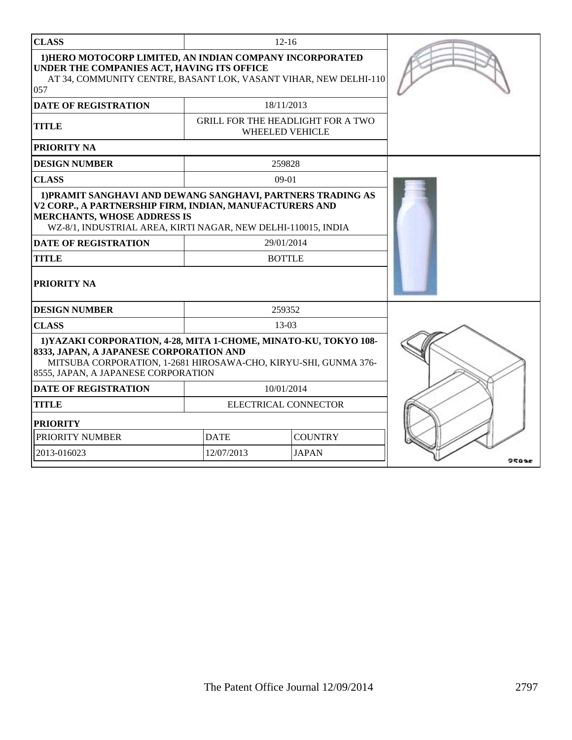| CLASS | 12-16 |
|---|---|
| 1)HERO MOTOCORP LIMITED, AN INDIAN COMPANY INCORPORATED UNDER THE COMPANIES ACT, HAVING ITS OFFICE AT 34, COMMUNITY CENTRE, BASANT LOK, VASANT VIHAR, NEW DELHI-110 057 | |
| DATE OF REGISTRATION | 18/11/2013 |
| TITLE | GRILL FOR THE HEADLIGHT FOR A TWO WHEELED VEHICLE |
| PRIORITY NA | |

| DESIGN NUMBER | 259828 |
|---|---|
| CLASS | 09-01 |
| 1)PRAMIT SANGHAVI AND DEWANG SANGHAVI, PARTNERS TRADING AS V2 CORP., A PARTNERSHIP FIRM, INDIAN, MANUFACTURERS AND MERCHANTS, WHOSE ADDRESS IS WZ-8/1, INDUSTRIAL AREA, KIRTI NAGAR, NEW DELHI-110015, INDIA | |
| DATE OF REGISTRATION | 29/01/2014 |
| TITLE | BOTTLE |
| PRIORITY NA | |

| DESIGN NUMBER | 259352 |
|---|---|
| CLASS | 13-03 |
| 1)YAZAKI CORPORATION, 4-28, MITA 1-CHOME, MINATO-KU, TOKYO 108-8333, JAPAN, A JAPANESE CORPORATION AND MITSUBA CORPORATION, 1-2681 HIROSAWA-CHO, KIRYU-SHI, GUNMA 376-8555, JAPAN, A JAPANESE CORPORATION | |
| DATE OF REGISTRATION | 10/01/2014 |
| TITLE | ELECTRICAL CONNECTOR |
| PRIORITY | |

| PRIORITY NUMBER | DATE | COUNTRY |
|---|---|---|
| 2013-016023 | 12/07/2013 | JAPAN |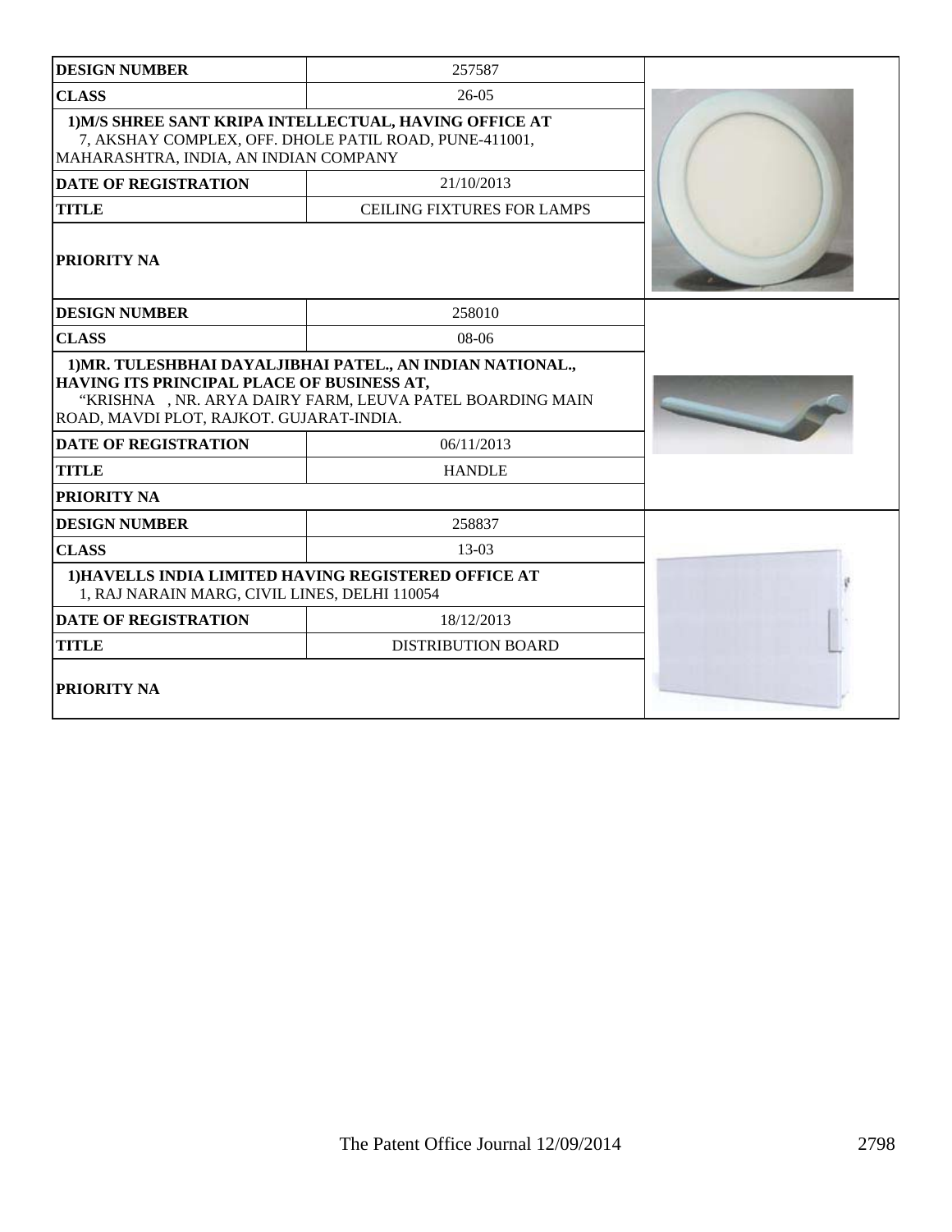| DESIGN NUMBER | 257587 |
| --- | --- |
| CLASS | 26-05 |
| 1)M/S SHREE SANT KRIPA INTELLECTUAL, HAVING OFFICE AT 7, AKSHAY COMPLEX, OFF. DHOLE PATIL ROAD, PUNE-411001, MAHARASHTRA, INDIA, AN INDIAN COMPANY | |
| DATE OF REGISTRATION | 21/10/2013 |
| TITLE | CEILING FIXTURES FOR LAMPS |
| PRIORITY NA | |

| DESIGN NUMBER | 258010 |
| --- | --- |
| CLASS | 08-06 |
| 1)MR. TULESHBHAI DAYALJIBHAI PATEL., AN INDIAN NATIONAL., HAVING ITS PRINCIPAL PLACE OF BUSINESS AT, "KRISHNA , NR. ARYA DAIRY FARM, LEUVA PATEL BOARDING MAIN ROAD, MAVDI PLOT, RAJKOT. GUJARAT-INDIA. | |
| DATE OF REGISTRATION | 06/11/2013 |
| TITLE | HANDLE |
| PRIORITY NA | |

| DESIGN NUMBER | 258837 |
| --- | --- |
| CLASS | 13-03 |
| 1)HAVELLS INDIA LIMITED HAVING REGISTERED OFFICE AT 1, RAJ NARAIN MARG, CIVIL LINES, DELHI 110054 | |
| DATE OF REGISTRATION | 18/12/2013 |
| TITLE | DISTRIBUTION BOARD |
| PRIORITY NA | |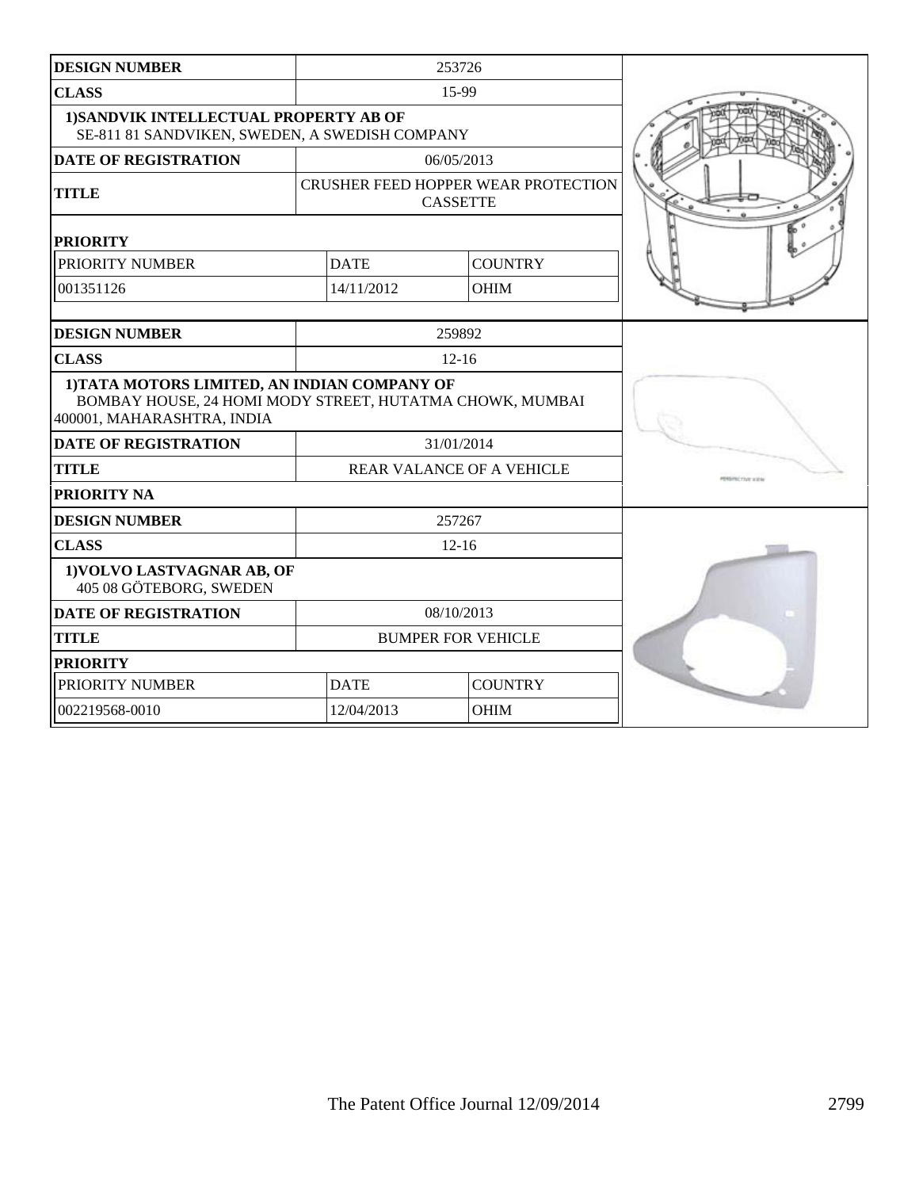| DESIGN NUMBER | 253726 | |
|---|---|---|
| CLASS | 15-99 | |
| **1)SANDVIK INTELLECTUAL PROPERTY AB OF** SE-811 81 SANDVIKEN, SWEDEN, A SWEDISH COMPANY | | |
| DATE OF REGISTRATION | 06/05/2013 | |
| TITLE | CRUSHER FEED HOPPER WEAR PROTECTION CASSETTE | |
| **PRIORITY** | | |
| PRIORITY NUMBER | DATE | COUNTRY |
| 001351126 | 14/11/2012 | OHIM |

| DESIGN NUMBER | 259892 |
|---|---|
| CLASS | 12-16 |
| **1)TATA MOTORS LIMITED, AN INDIAN COMPANY OF** BOMBAY HOUSE, 24 HOMI MODY STREET, HUTATMA CHOWK, MUMBAI 400001, MAHARASHTRA, INDIA | |
| DATE OF REGISTRATION | 31/01/2014 |
| TITLE | REAR VALANCE OF A VEHICLE |
| **PRIORITY NA** | |

| DESIGN NUMBER | 257267 | |
|---|---|---|
| CLASS | 12-16 | |
| **1)VOLVO LASTVAGNAR AB, OF** 405 08 GÖTEBORG, SWEDEN | | |
| DATE OF REGISTRATION | 08/10/2013 | |
| TITLE | BUMPER FOR VEHICLE | |
| **PRIORITY** | | |
| PRIORITY NUMBER | DATE | COUNTRY |
| 002219568-0010 | 12/04/2013 | OHIM |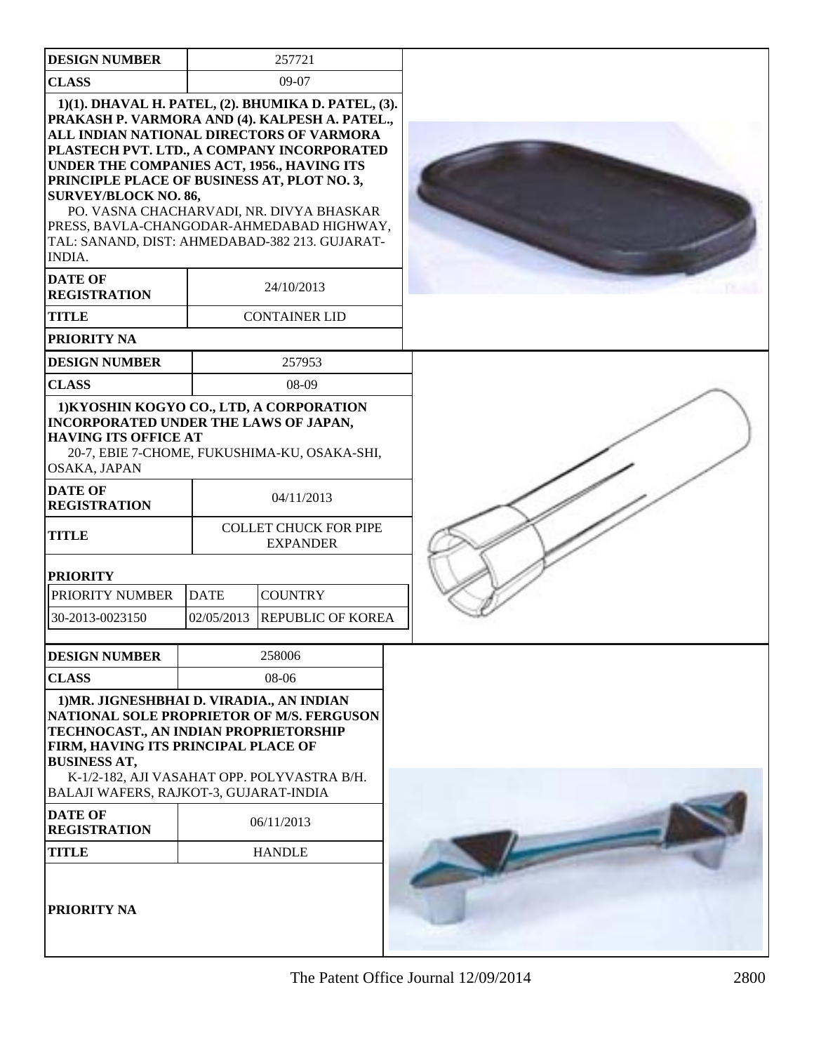| DESIGN NUMBER | 257721 |
|---|---|
| CLASS | 09-07 |
| 1)(1). DHAVAL H. PATEL, (2). BHUMIKA D. PATEL, (3). PRAKASH P. VARMORA AND (4). KALPESH A. PATEL., ALL INDIAN NATIONAL DIRECTORS OF VARMORA PLASTECH PVT. LTD., A COMPANY INCORPORATED UNDER THE COMPANIES ACT, 1956., HAVING ITS PRINCIPLE PLACE OF BUSINESS AT, PLOT NO. 3, SURVEY/BLOCK NO. 86, PO. VASNA CHACHARVADI, NR. DIVYA BHASKAR PRESS, BAVLA-CHANGODAR-AHMEDABAD HIGHWAY, TAL: SANAND, DIST: AHMEDABAD-382 213. GUJARAT-INDIA. | |
| DATE OF REGISTRATION | 24/10/2013 |
| TITLE | CONTAINER LID |
| PRIORITY NA | |

| DESIGN NUMBER | 257953 | |
|---|---|---|
| CLASS | 08-09 | |
| 1)KYOSHIN KOGYO CO., LTD, A CORPORATION INCORPORATED UNDER THE LAWS OF JAPAN, HAVING ITS OFFICE AT 20-7, EBIE 7-CHOME, FUKUSHIMA-KU, OSAKA-SHI, OSAKA, JAPAN | | |
| DATE OF REGISTRATION | 04/11/2013 | |
| TITLE | COLLET CHUCK FOR PIPE EXPANDER | |
| PRIORITY | | |
| PRIORITY NUMBER | DATE | COUNTRY |
| 30-2013-0023150 | 02/05/2013 | REPUBLIC OF KOREA |

| DESIGN NUMBER | 258006 |
|---|---|
| CLASS | 08-06 |
| 1)MR. JIGNESHBHAI D. VIRADIA., AN INDIAN NATIONAL SOLE PROPRIETOR OF M/S. FERGUSON TECHNOCAST., AN INDIAN PROPRIETORSHIP FIRM, HAVING ITS PRINCIPAL PLACE OF BUSINESS AT, K-1/2-182, AJI VASAHAT OPP. POLYVASTRA B/H. BALAJI WAFERS, RAJKOT-3, GUJARAT-INDIA | |
| DATE OF REGISTRATION | 06/11/2013 |
| TITLE | HANDLE |
| PRIORITY NA | |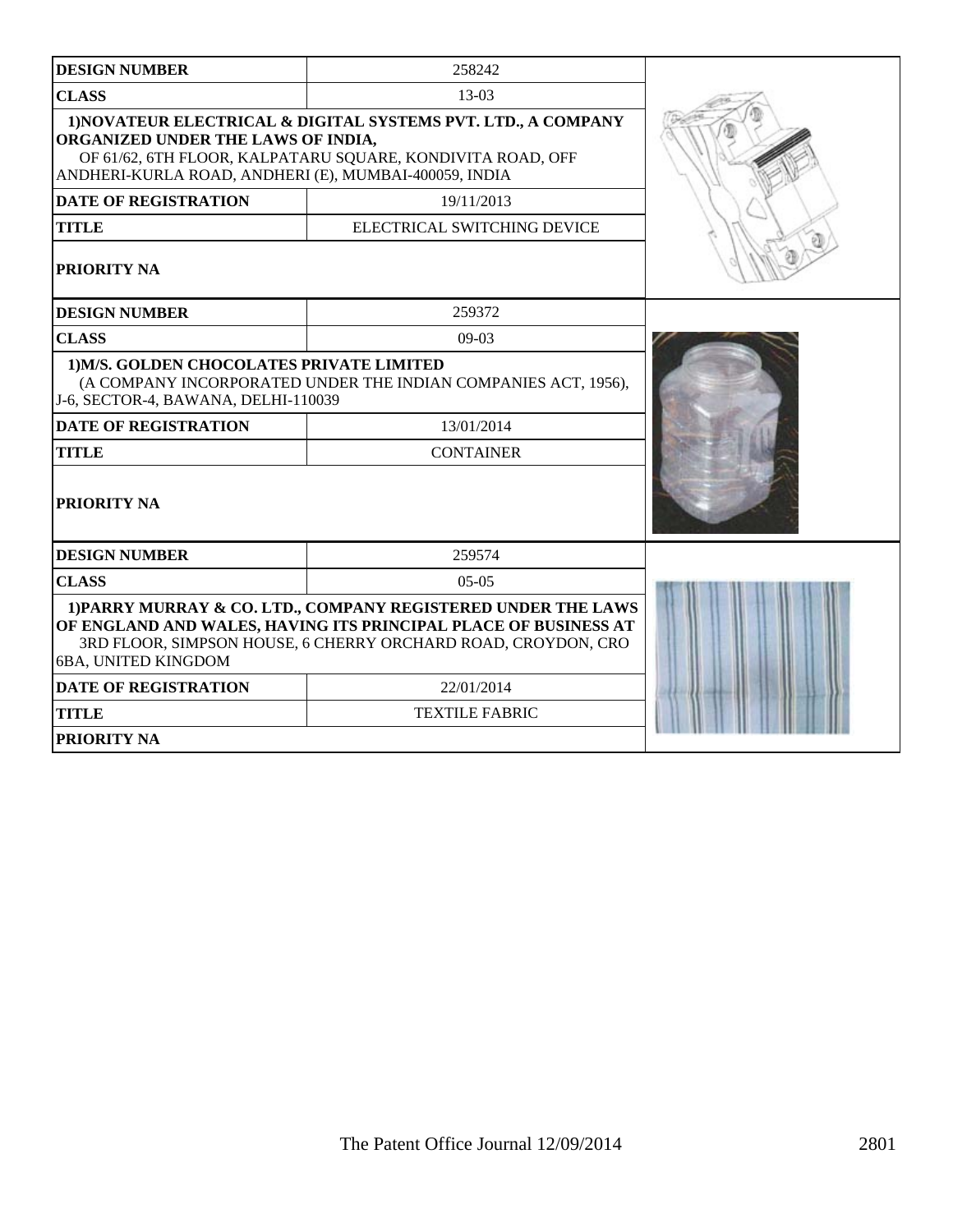| DESIGN NUMBER | 258242 |
| --- | --- |
| CLASS | 13-03 |
| **1)NOVATEUR ELECTRICAL & DIGITAL SYSTEMS PVT. LTD., A COMPANY ORGANIZED UNDER THE LAWS OF INDIA,** OF 61/62, 6TH FLOOR, KALPATARU SQUARE, KONDIVITA ROAD, OFF ANDHERI-KURLA ROAD, ANDHERI (E), MUMBAI-400059, INDIA | |
| DATE OF REGISTRATION | 19/11/2013 |
| TITLE | ELECTRICAL SWITCHING DEVICE |
| PRIORITY NA | |

| DESIGN NUMBER | 259372 |
| --- | --- |
| CLASS | 09-03 |
| **1)M/S. GOLDEN CHOCOLATES PRIVATE LIMITED** (A COMPANY INCORPORATED UNDER THE INDIAN COMPANIES ACT, 1956), J-6, SECTOR-4, BAWANA, DELHI-110039 | |
| DATE OF REGISTRATION | 13/01/2014 |
| TITLE | CONTAINER |
| PRIORITY NA | |

| DESIGN NUMBER | 259574 |
| --- | --- |
| CLASS | 05-05 |
| **1)PARRY MURRAY & CO. LTD., COMPANY REGISTERED UNDER THE LAWS OF ENGLAND AND WALES, HAVING ITS PRINCIPAL PLACE OF BUSINESS AT** 3RD FLOOR, SIMPSON HOUSE, 6 CHERRY ORCHARD ROAD, CROYDON, CRO 6BA, UNITED KINGDOM | |
| DATE OF REGISTRATION | 22/01/2014 |
| TITLE | TEXTILE FABRIC |
| PRIORITY NA | |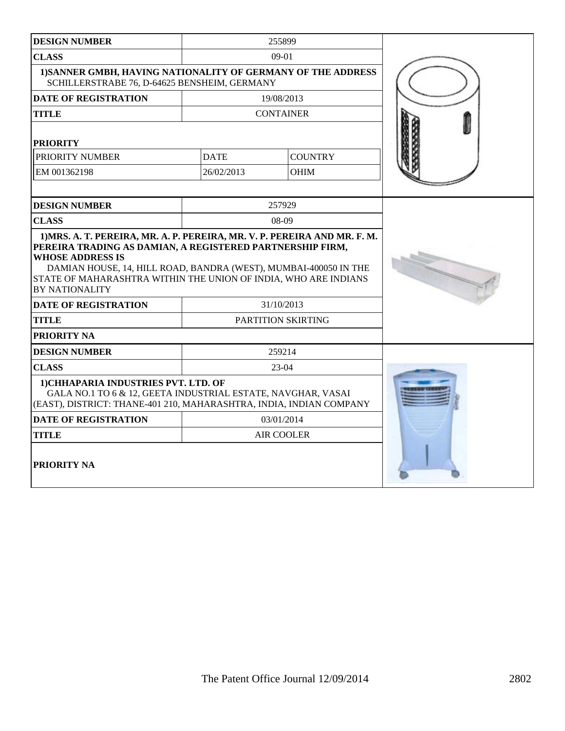| DESIGN NUMBER | 255899 | |
|---|---|---|
| CLASS | 09-01 | |
| 1)SANNER GMBH, HAVING NATIONALITY OF GERMANY OF THE ADDRESS SCHILLERSTRABE 76, D-64625 BENSHEIM, GERMANY | | |
| DATE OF REGISTRATION | 19/08/2013 | |
| TITLE | CONTAINER | |
| PRIORITY | | |
| PRIORITY NUMBER | DATE | COUNTRY |
| EM 001362198 | 26/02/2013 | OHIM |

| DESIGN NUMBER | 257929 |
|---|---|
| CLASS | 08-09 |
| 1)MRS. A. T. PEREIRA, MR. A. P. PEREIRA, MR. V. P. PEREIRA AND MR. F. M. PEREIRA TRADING AS DAMIAN, A REGISTERED PARTNERSHIP FIRM, WHOSE ADDRESS IS DAMIAN HOUSE, 14, HILL ROAD, BANDRA (WEST), MUMBAI-400050 IN THE STATE OF MAHARASHTRA WITHIN THE UNION OF INDIA, WHO ARE INDIANS BY NATIONALITY | |
| DATE OF REGISTRATION | 31/10/2013 |
| TITLE | PARTITION SKIRTING |
| PRIORITY NA | |

| DESIGN NUMBER | 259214 |
|---|---|
| CLASS | 23-04 |
| 1)CHHAPARIA INDUSTRIES PVT. LTD. OF GALA NO.1 TO 6 & 12, GEETA INDUSTRIAL ESTATE, NAVGHAR, VASAI (EAST), DISTRICT: THANE-401 210, MAHARASHTRA, INDIA, INDIAN COMPANY | |
| DATE OF REGISTRATION | 03/01/2014 |
| TITLE | AIR COOLER |
| PRIORITY NA | |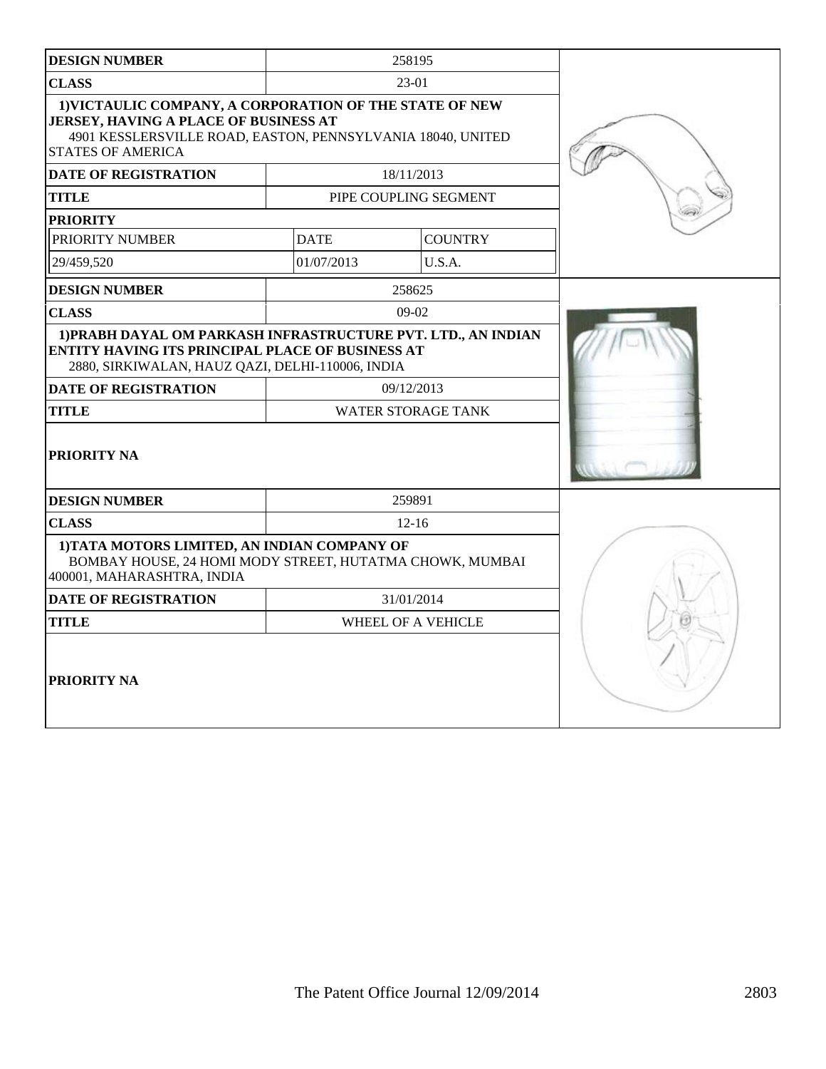| DESIGN NUMBER | 258195 | |
|---|---|---|
| CLASS | 23-01 | |
| 1)VICTAULIC COMPANY, A CORPORATION OF THE STATE OF NEW JERSEY, HAVING A PLACE OF BUSINESS AT 4901 KESSLERSVILLE ROAD, EASTON, PENNSYLVANIA 18040, UNITED STATES OF AMERICA | | |
| DATE OF REGISTRATION | 18/11/2013 | |
| TITLE | PIPE COUPLING SEGMENT | |
| PRIORITY | | |
| PRIORITY NUMBER | DATE | COUNTRY |
| 29/459,520 | 01/07/2013 | U.S.A. |

| DESIGN NUMBER | 258625 |
|---|---|
| CLASS | 09-02 |
| 1)PRABH DAYAL OM PARKASH INFRASTRUCTURE PVT. LTD., AN INDIAN ENTITY HAVING ITS PRINCIPAL PLACE OF BUSINESS AT 2880, SIRKIWALAN, HAUZ QAZI, DELHI-110006, INDIA | |
| DATE OF REGISTRATION | 09/12/2013 |
| TITLE | WATER STORAGE TANK |
| PRIORITY NA | |

| DESIGN NUMBER | 259891 |
|---|---|
| CLASS | 12-16 |
| 1)TATA MOTORS LIMITED, AN INDIAN COMPANY OF BOMBAY HOUSE, 24 HOMI MODY STREET, HUTATMA CHOWK, MUMBAI 400001, MAHARASHTRA, INDIA | |
| DATE OF REGISTRATION | 31/01/2014 |
| TITLE | WHEEL OF A VEHICLE |
| PRIORITY NA | |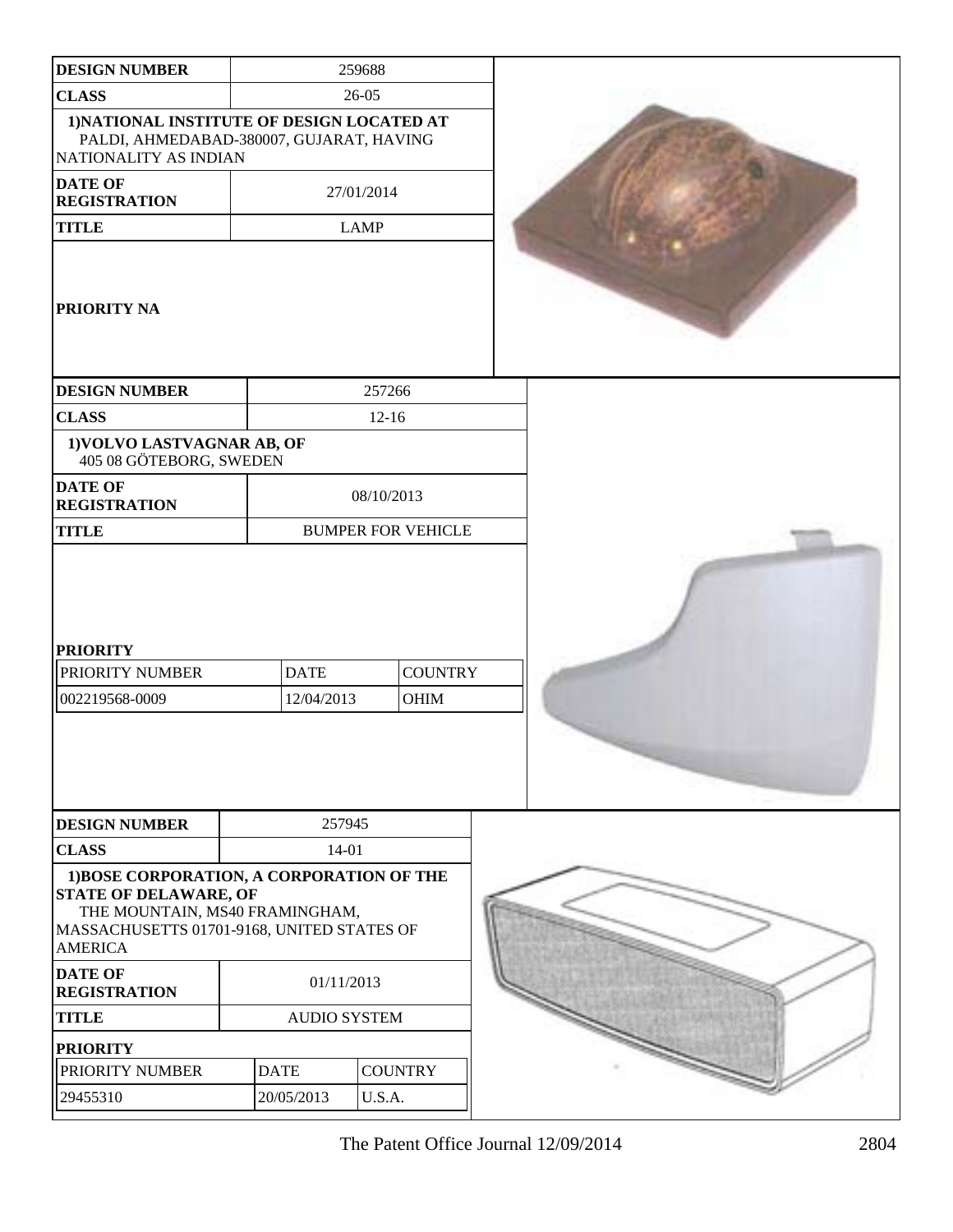| DESIGN NUMBER | 259688 |
| --- | --- |
| CLASS | 26-05 |
| 1)NATIONAL INSTITUTE OF DESIGN LOCATED AT PALDI, AHMEDABAD-380007, GUJARAT, HAVING NATIONALITY AS INDIAN | |
| DATE OF REGISTRATION | 27/01/2014 |
| TITLE | LAMP |
| PRIORITY NA | |

| DESIGN NUMBER | 257266 |
| --- | --- |
| CLASS | 12-16 |
| 1)VOLVO LASTVAGNAR AB, OF 405 08 GÖTEBORG, SWEDEN | |
| DATE OF REGISTRATION | 08/10/2013 |
| TITLE | BUMPER FOR VEHICLE |

**PRIORITY**

| PRIORITY NUMBER | DATE | COUNTRY |
| --- | --- | --- |
| 002219568-0009 | 12/04/2013 | OHIM |

| DESIGN NUMBER | 257945 |
| --- | --- |
| CLASS | 14-01 |
| 1)BOSE CORPORATION, A CORPORATION OF THE STATE OF DELAWARE, OF THE MOUNTAIN, MS40 FRAMINGHAM, MASSACHUSETTS 01701-9168, UNITED STATES OF AMERICA | |
| DATE OF REGISTRATION | 01/11/2013 |
| TITLE | AUDIO SYSTEM |

**PRIORITY**

| PRIORITY NUMBER | DATE | COUNTRY |
| --- | --- | --- |
| 29455310 | 20/05/2013 | U.S.A. |

The Patent Office Journal 12/09/2014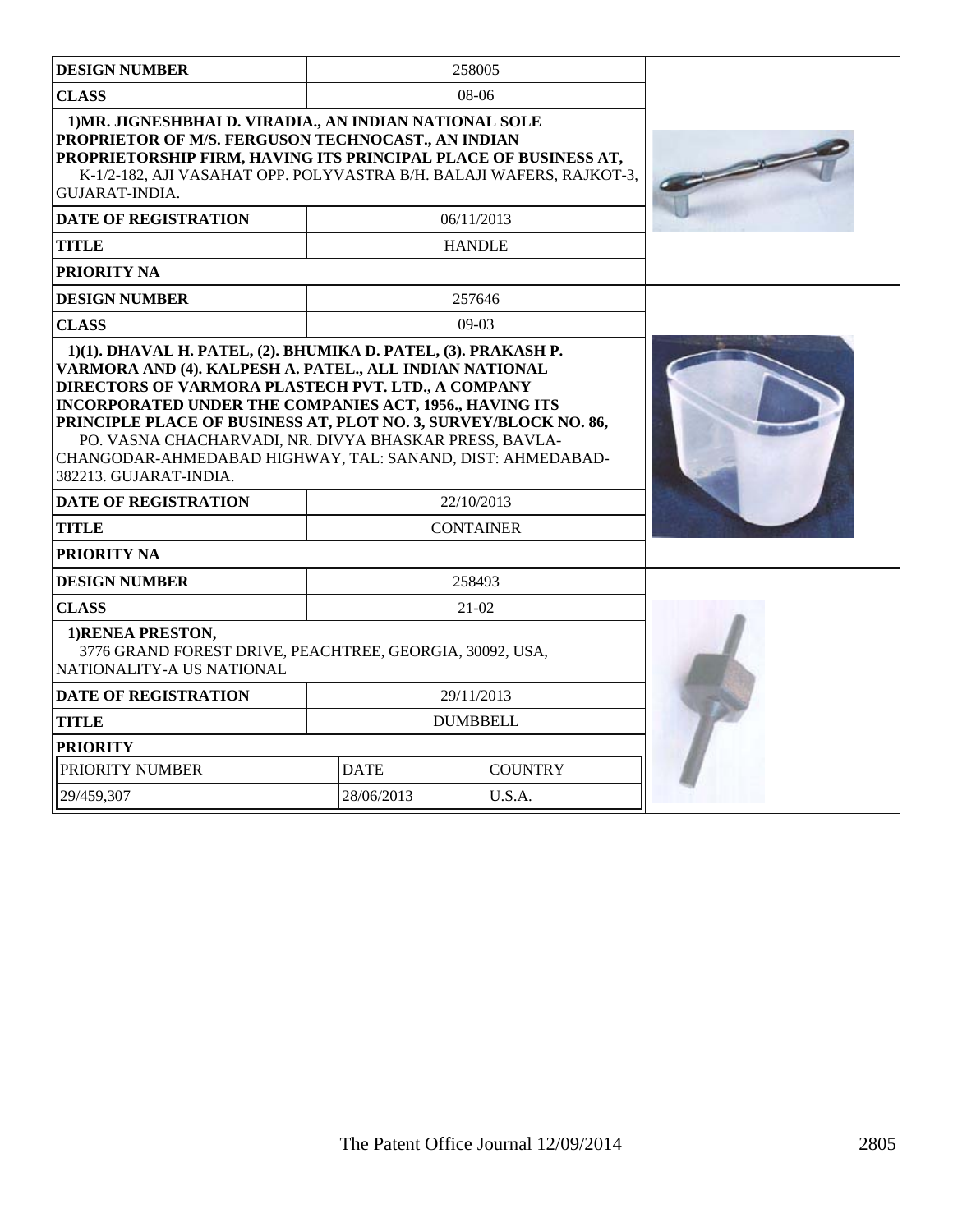| DESIGN NUMBER | 258005 |
|---|---|
| CLASS | 08-06 |
| 1)MR. JIGNESHBHAI D. VIRADIA., AN INDIAN NATIONAL SOLE PROPRIETOR OF M/S. FERGUSON TECHNOCAST., AN INDIAN PROPRIETORSHIP FIRM, HAVING ITS PRINCIPAL PLACE OF BUSINESS AT, K-1/2-182, AJI VASAHAT OPP. POLYVASTRA B/H. BALAJI WAFERS, RAJKOT-3, GUJARAT-INDIA. | |
| DATE OF REGISTRATION | 06/11/2013 |
| TITLE | HANDLE |
| PRIORITY NA | |

| DESIGN NUMBER | 257646 |
|---|---|
| CLASS | 09-03 |
| 1)(1). DHAVAL H. PATEL, (2). BHUMIKA D. PATEL, (3). PRAKASH P. VARMORA AND (4). KALPESH A. PATEL., ALL INDIAN NATIONAL DIRECTORS OF VARMORA PLASTECH PVT. LTD., A COMPANY INCORPORATED UNDER THE COMPANIES ACT, 1956., HAVING ITS PRINCIPLE PLACE OF BUSINESS AT, PLOT NO. 3, SURVEY/BLOCK NO. 86, PO. VASNA CHACHARVADI, NR. DIVYA BHASKAR PRESS, BAVLA-CHANGODAR-AHMEDABAD HIGHWAY, TAL: SANAND, DIST: AHMEDABAD-382213. GUJARAT-INDIA. | |
| DATE OF REGISTRATION | 22/10/2013 |
| TITLE | CONTAINER |
| PRIORITY NA | |

| DESIGN NUMBER | 258493 | |
|---|---|---|
| CLASS | 21-02 | |
| 1)RENEA PRESTON, 3776 GRAND FOREST DRIVE, PEACHTREE, GEORGIA, 30092, USA, NATIONALITY-A US NATIONAL | | |
| DATE OF REGISTRATION | 29/11/2013 | |
| TITLE | DUMBBELL | |
| PRIORITY | | |
| PRIORITY NUMBER | DATE | COUNTRY |
| 29/459,307 | 28/06/2013 | U.S.A. |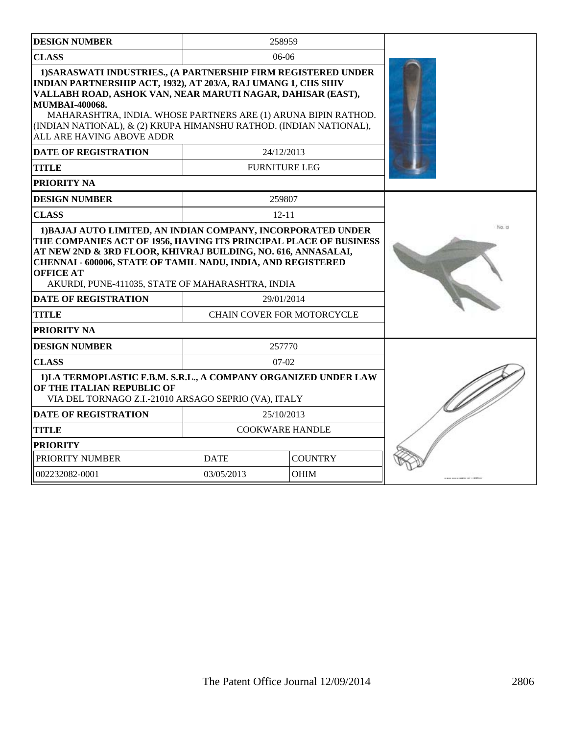| DESIGN NUMBER | 258959 |
|---|---|
| CLASS | 06-06 |
| **1)SARASWATI INDUSTRIES., (A PARTNERSHIP FIRM REGISTERED UNDER INDIAN PARTNERSHIP ACT, 1932), AT 203/A, RAJ UMANG 1, CHS SHIV VALLABH ROAD, ASHOK VAN, NEAR MARUTI NAGAR, DAHISAR (EAST), MUMBAI-400068.** MAHARASHTRA, INDIA. WHOSE PARTNERS ARE (1) ARUNA BIPIN RATHOD. (INDIAN NATIONAL), & (2) KRUPA HIMANSHU RATHOD. (INDIAN NATIONAL), ALL ARE HAVING ABOVE ADDR | |
| DATE OF REGISTRATION | 24/12/2013 |
| TITLE | FURNITURE LEG |
| PRIORITY NA | |

| DESIGN NUMBER | 259807 |
|---|---|
| CLASS | 12-11 |
| **1)BAJAJ AUTO LIMITED, AN INDIAN COMPANY, INCORPORATED UNDER THE COMPANIES ACT OF 1956, HAVING ITS PRINCIPAL PLACE OF BUSINESS AT NEW 2ND & 3RD FLOOR, KHIVRAJ BUILDING, NO. 616, ANNASALAI, CHENNAI - 600006, STATE OF TAMIL NADU, INDIA, AND REGISTERED OFFICE AT** AKURDI, PUNE-411035, STATE OF MAHARASHTRA, INDIA | |
| DATE OF REGISTRATION | 29/01/2014 |
| TITLE | CHAIN COVER FOR MOTORCYCLE |
| PRIORITY NA | |

| DESIGN NUMBER | 257770 | |
|---|---|---|
| CLASS | 07-02 | |
| **1)LA TERMOPLASTIC F.B.M. S.R.L., A COMPANY ORGANIZED UNDER LAW OF THE ITALIAN REPUBLIC OF** VIA DEL TORNAGO Z.I.-21010 ARSAGO SEPRIO (VA), ITALY | | |
| DATE OF REGISTRATION | 25/10/2013 | |
| TITLE | COOKWARE HANDLE | |
| PRIORITY | | |
| PRIORITY NUMBER | DATE | COUNTRY |
| 002232082-0001 | 03/05/2013 | OHIM |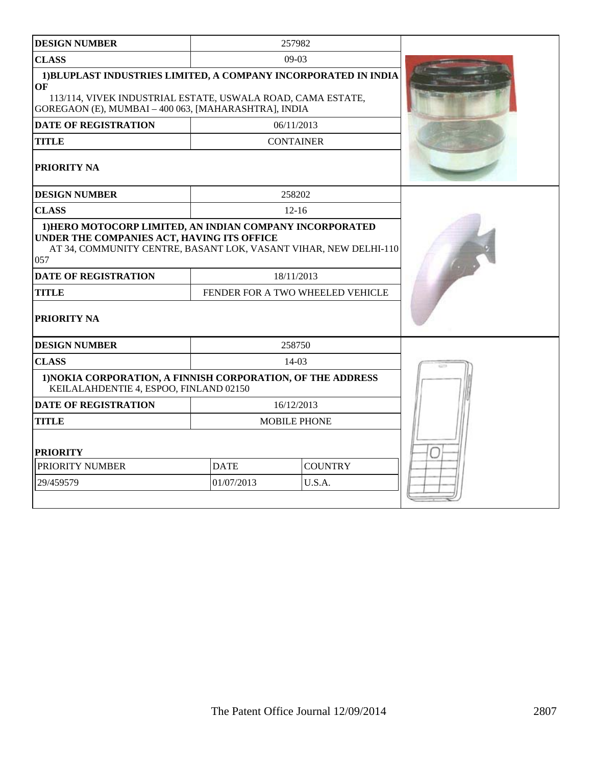| DESIGN NUMBER | 257982 |
|---|---|
| CLASS | 09-03 |
| 1)BLUPLAST INDUSTRIES LIMITED, A COMPANY INCORPORATED IN INDIA OF 113/114, VIVEK INDUSTRIAL ESTATE, USWALA ROAD, CAMA ESTATE, GOREGAON (E), MUMBAI – 400 063, [MAHARASHTRA], INDIA | |
| DATE OF REGISTRATION | 06/11/2013 |
| TITLE | CONTAINER |
| PRIORITY NA | |

| DESIGN NUMBER | 258202 |
|---|---|
| CLASS | 12-16 |
| 1)HERO MOTOCORP LIMITED, AN INDIAN COMPANY INCORPORATED UNDER THE COMPANIES ACT, HAVING ITS OFFICE AT 34, COMMUNITY CENTRE, BASANT LOK, VASANT VIHAR, NEW DELHI-110 057 | |
| DATE OF REGISTRATION | 18/11/2013 |
| TITLE | FENDER FOR A TWO WHEELED VEHICLE |
| PRIORITY NA | |

| DESIGN NUMBER | 258750 |
|---|---|
| CLASS | 14-03 |
| 1)NOKIA CORPORATION, A FINNISH CORPORATION, OF THE ADDRESS KEILALAHDENTIE 4, ESPOO, FINLAND 02150 | |
| DATE OF REGISTRATION | 16/12/2013 |
| TITLE | MOBILE PHONE |

**PRIORITY**

| PRIORITY NUMBER | DATE | COUNTRY |
|---|---|---|
| 29/459579 | 01/07/2013 | U.S.A. |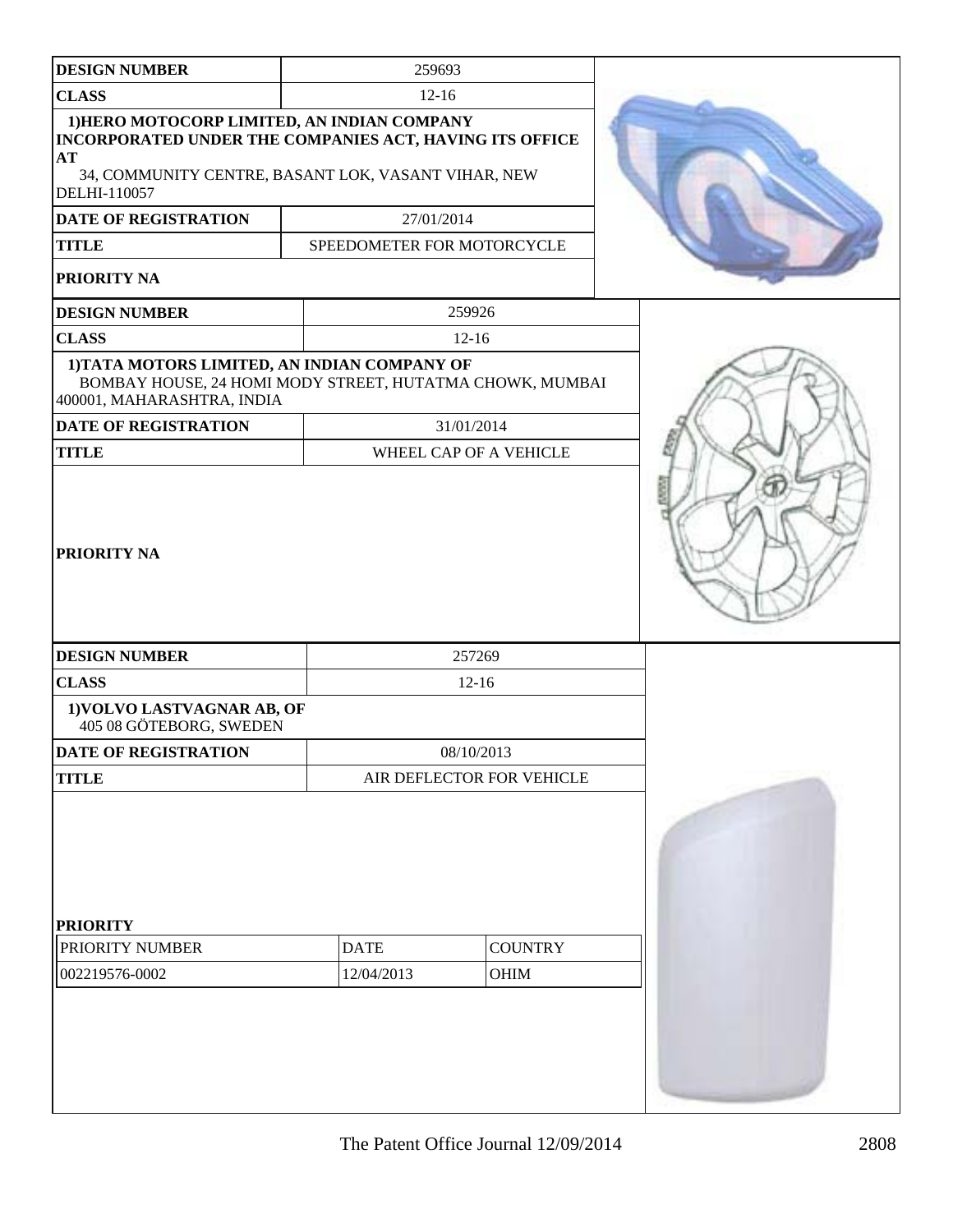| DESIGN NUMBER | 259693 |
| --- | --- |
| CLASS | 12-16 |
| 1)HERO MOTOCORP LIMITED, AN INDIAN COMPANY INCORPORATED UNDER THE COMPANIES ACT, HAVING ITS OFFICE AT 34, COMMUNITY CENTRE, BASANT LOK, VASANT VIHAR, NEW DELHI-110057 | |
| DATE OF REGISTRATION | 27/01/2014 |
| TITLE | SPEEDOMETER FOR MOTORCYCLE |
| PRIORITY NA | |

| DESIGN NUMBER | 259926 |
| --- | --- |
| CLASS | 12-16 |
| 1)TATA MOTORS LIMITED, AN INDIAN COMPANY OF BOMBAY HOUSE, 24 HOMI MODY STREET, HUTATMA CHOWK, MUMBAI 400001, MAHARASHTRA, INDIA | |
| DATE OF REGISTRATION | 31/01/2014 |
| TITLE | WHEEL CAP OF A VEHICLE |
| PRIORITY NA | |

| DESIGN NUMBER | 257269 |
| --- | --- |
| CLASS | 12-16 |
| 1)VOLVO LASTVAGNAR AB, OF 405 08 GÖTEBORG, SWEDEN | |
| DATE OF REGISTRATION | 08/10/2013 |
| TITLE | AIR DEFLECTOR FOR VEHICLE |

**PRIORITY**

| PRIORITY NUMBER | DATE | COUNTRY |
| --- | --- | --- |
| 002219576-0002 | 12/04/2013 | OHIM |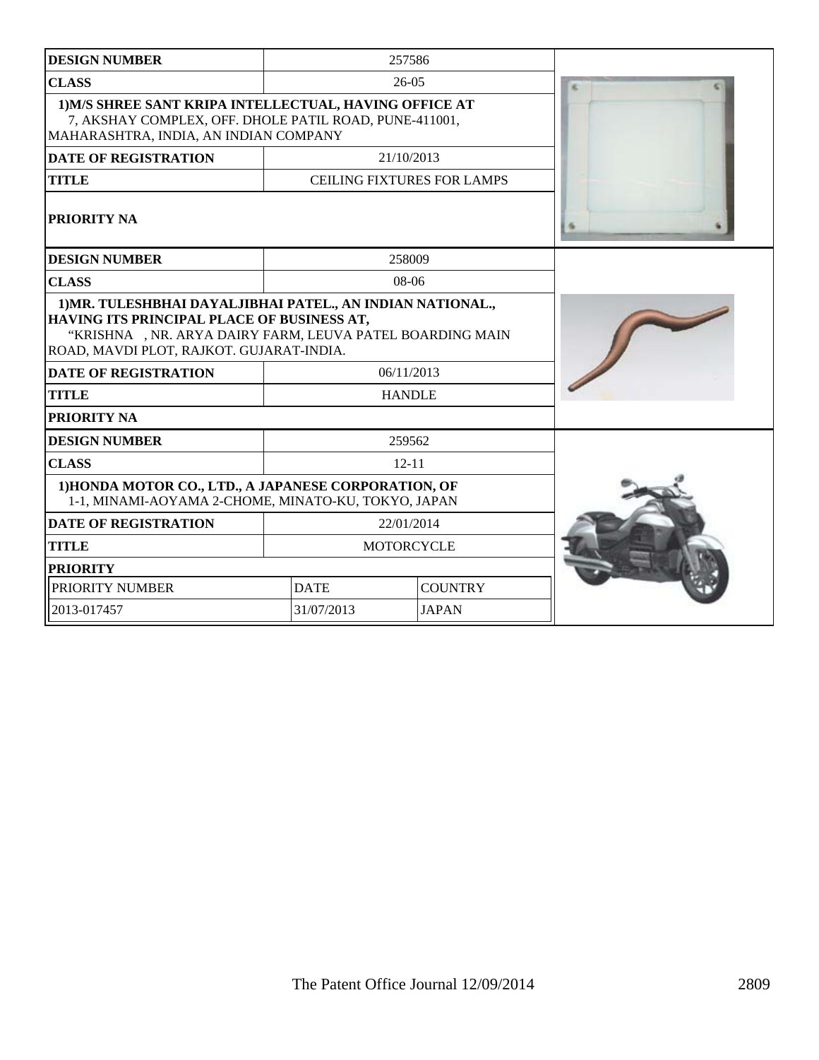| DESIGN NUMBER | 257586 | |
|---|---|---|
| CLASS | 26-05 | |
| 1)M/S SHREE SANT KRIPA INTELLECTUAL, HAVING OFFICE AT 7, AKSHAY COMPLEX, OFF. DHOLE PATIL ROAD, PUNE-411001, MAHARASHTRA, INDIA, AN INDIAN COMPANY | | |
| DATE OF REGISTRATION | 21/10/2013 | |
| TITLE | CEILING FIXTURES FOR LAMPS | |
| PRIORITY NA | | |

| DESIGN NUMBER | 258009 | |
|---|---|---|
| CLASS | 08-06 | |
| 1)MR. TULESHBHAI DAYALJIBHAI PATEL., AN INDIAN NATIONAL., HAVING ITS PRINCIPAL PLACE OF BUSINESS AT, "KRISHNA , NR. ARYA DAIRY FARM, LEUVA PATEL BOARDING MAIN ROAD, MAVDI PLOT, RAJKOT. GUJARAT-INDIA. | | |
| DATE OF REGISTRATION | 06/11/2013 | |
| TITLE | HANDLE | |
| PRIORITY NA | | |

| DESIGN NUMBER | 259562 | |
|---|---|---|
| CLASS | 12-11 | |
| 1)HONDA MOTOR CO., LTD., A JAPANESE CORPORATION, OF 1-1, MINAMI-AOYAMA 2-CHOME, MINATO-KU, TOKYO, JAPAN | | |
| DATE OF REGISTRATION | 22/01/2014 | |
| TITLE | MOTORCYCLE | |
| PRIORITY | | |
| PRIORITY NUMBER | DATE | COUNTRY |
| 2013-017457 | 31/07/2013 | JAPAN |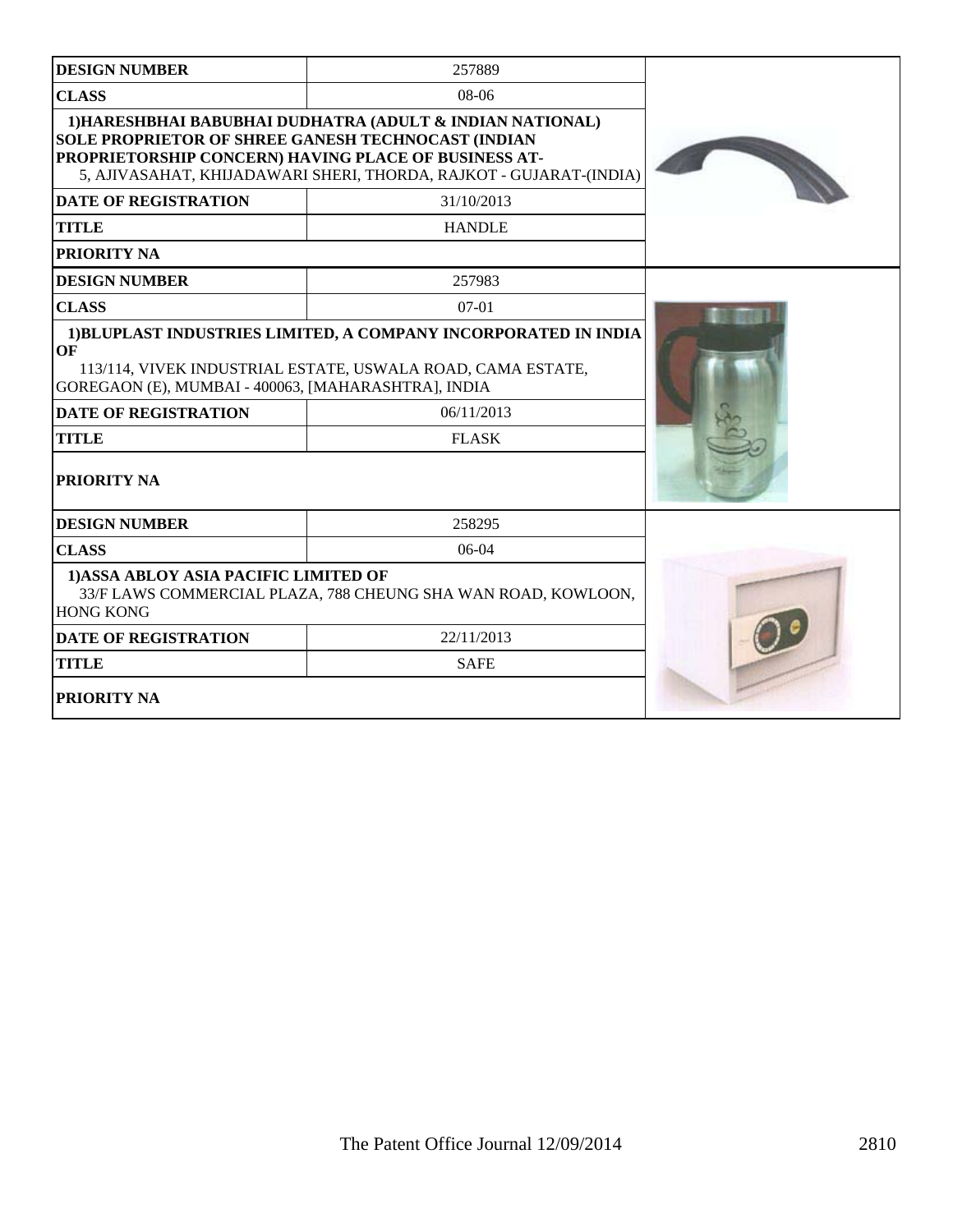| DESIGN NUMBER | 257889 |
| --- | --- |
| CLASS | 08-06 |
| 1)HARESHBHAI BABUBHAI DUDHATRA (ADULT & INDIAN NATIONAL) SOLE PROPRIETOR OF SHREE GANESH TECHNOCAST (INDIAN PROPRIETORSHIP CONCERN) HAVING PLACE OF BUSINESS AT- 5, AJIVASAHAT, KHIJADAWARI SHERI, THORDA, RAJKOT - GUJARAT-(INDIA) | |
| DATE OF REGISTRATION | 31/10/2013 |
| TITLE | HANDLE |
| PRIORITY NA | |

| DESIGN NUMBER | 257983 |
| --- | --- |
| CLASS | 07-01 |
| 1)BLUPLAST INDUSTRIES LIMITED, A COMPANY INCORPORATED IN INDIA OF 113/114, VIVEK INDUSTRIAL ESTATE, USWALA ROAD, CAMA ESTATE, GOREGAON (E), MUMBAI - 400063, [MAHARASHTRA], INDIA | |
| DATE OF REGISTRATION | 06/11/2013 |
| TITLE | FLASK |
| PRIORITY NA | |

| DESIGN NUMBER | 258295 |
| --- | --- |
| CLASS | 06-04 |
| 1)ASSA ABLOY ASIA PACIFIC LIMITED OF 33/F LAWS COMMERCIAL PLAZA, 788 CHEUNG SHA WAN ROAD, KOWLOON, HONG KONG | |
| DATE OF REGISTRATION | 22/11/2013 |
| TITLE | SAFE |
| PRIORITY NA | |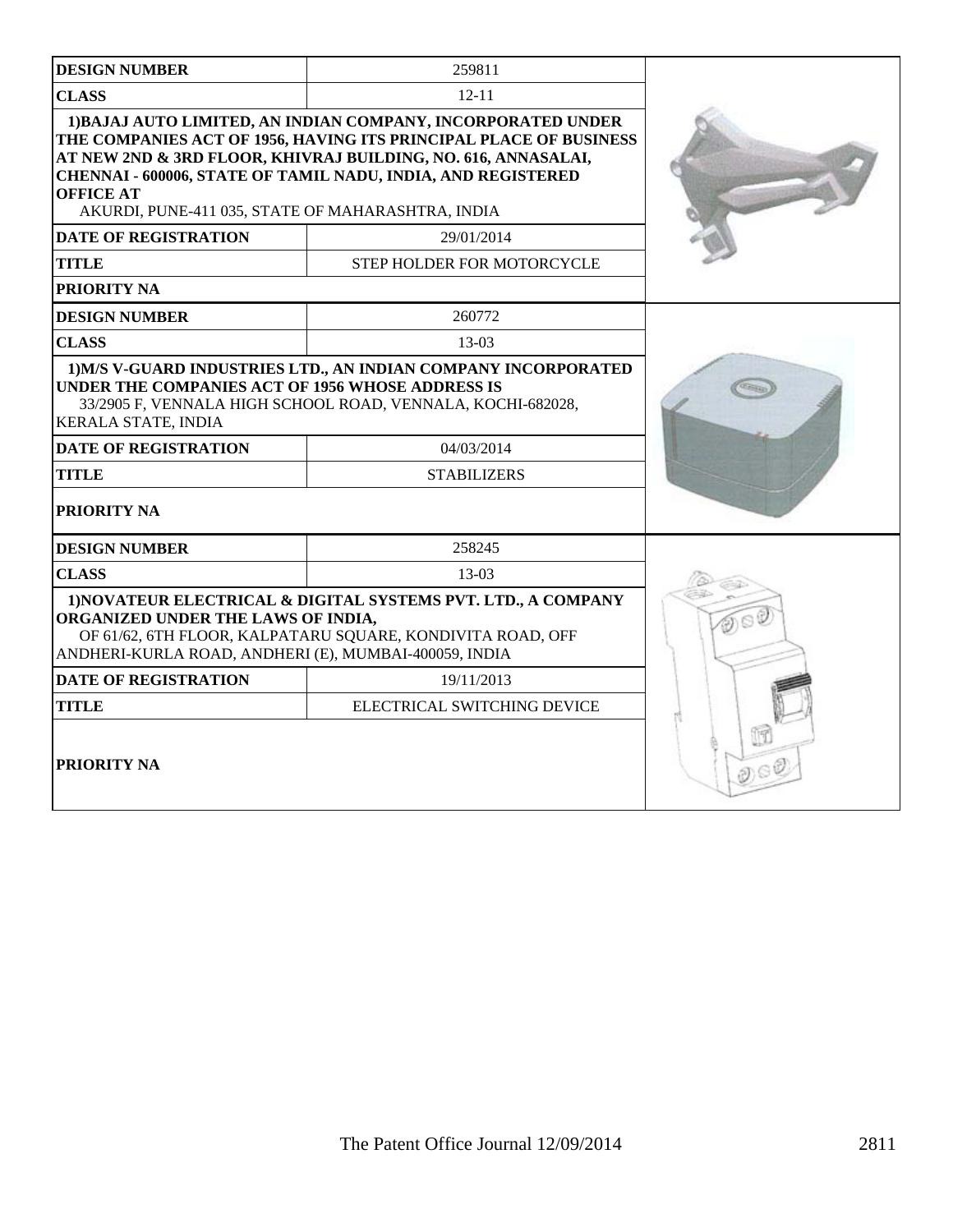| DESIGN NUMBER | 259811 |
| --- | --- |
| CLASS | 12-11 |
| 1)BAJAJ AUTO LIMITED, AN INDIAN COMPANY, INCORPORATED UNDER THE COMPANIES ACT OF 1956, HAVING ITS PRINCIPAL PLACE OF BUSINESS AT NEW 2ND & 3RD FLOOR, KHIVRAJ BUILDING, NO. 616, ANNASALAI, CHENNAI - 600006, STATE OF TAMIL NADU, INDIA, AND REGISTERED OFFICE AT AKURDI, PUNE-411 035, STATE OF MAHARASHTRA, INDIA | |
| DATE OF REGISTRATION | 29/01/2014 |
| TITLE | STEP HOLDER FOR MOTORCYCLE |
| PRIORITY NA | |

| DESIGN NUMBER | 260772 |
| --- | --- |
| CLASS | 13-03 |
| 1)M/S V-GUARD INDUSTRIES LTD., AN INDIAN COMPANY INCORPORATED UNDER THE COMPANIES ACT OF 1956 WHOSE ADDRESS IS 33/2905 F, VENNALA HIGH SCHOOL ROAD, VENNALA, KOCHI-682028, KERALA STATE, INDIA | |
| DATE OF REGISTRATION | 04/03/2014 |
| TITLE | STABILIZERS |
| PRIORITY NA | |

| DESIGN NUMBER | 258245 |
| --- | --- |
| CLASS | 13-03 |
| 1)NOVATEUR ELECTRICAL & DIGITAL SYSTEMS PVT. LTD., A COMPANY ORGANIZED UNDER THE LAWS OF INDIA, OF 61/62, 6TH FLOOR, KALPATARU SQUARE, KONDIVITA ROAD, OFF ANDHERI-KURLA ROAD, ANDHERI (E), MUMBAI-400059, INDIA | |
| DATE OF REGISTRATION | 19/11/2013 |
| TITLE | ELECTRICAL SWITCHING DEVICE |
| PRIORITY NA | |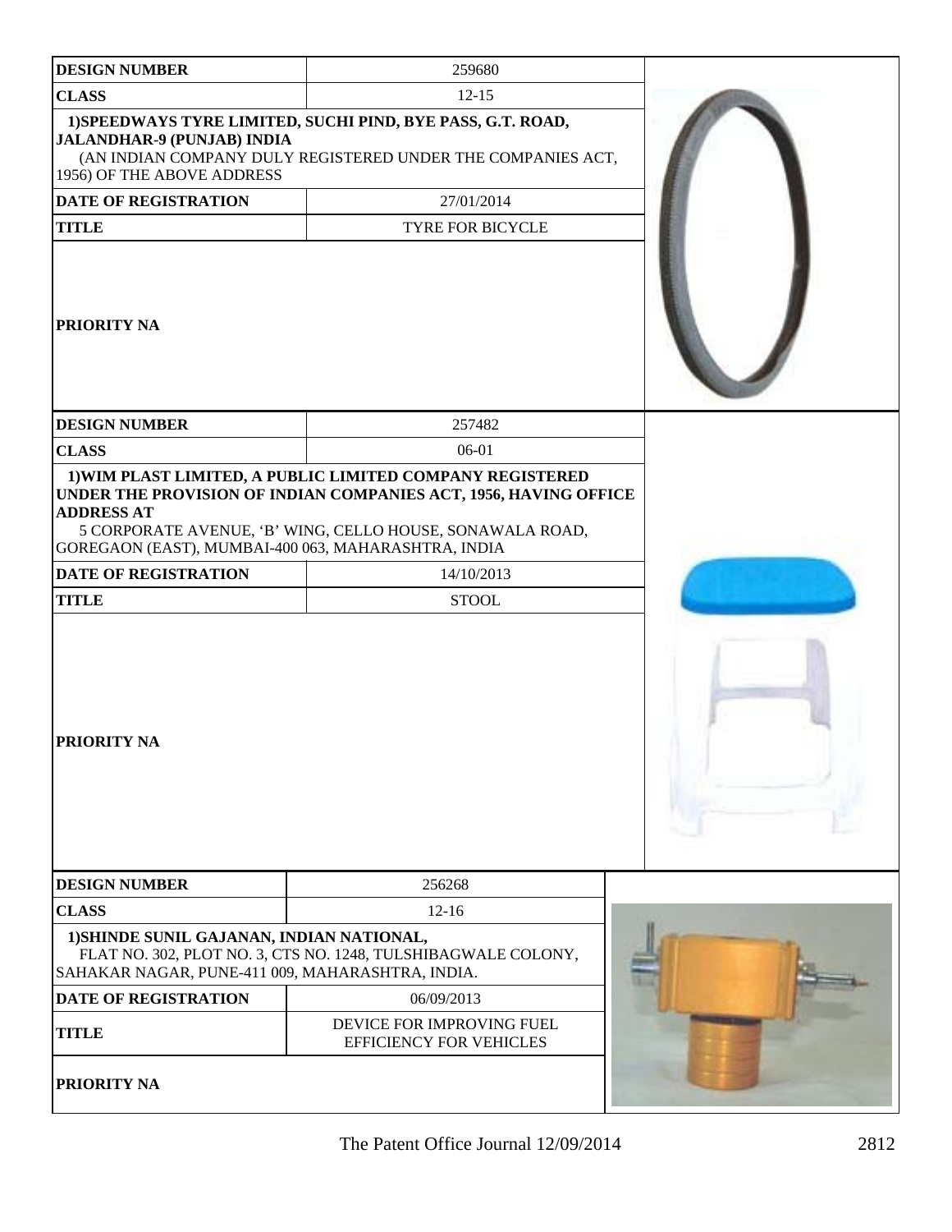| DESIGN NUMBER | 259680 |
|---|---|
| CLASS | 12-15 |
| 1)SPEEDWAYS TYRE LIMITED, SUCHI PIND, BYE PASS, G.T. ROAD, JALANDHAR-9 (PUNJAB) INDIA (AN INDIAN COMPANY DULY REGISTERED UNDER THE COMPANIES ACT, 1956) OF THE ABOVE ADDRESS | |
| DATE OF REGISTRATION | 27/01/2014 |
| TITLE | TYRE FOR BICYCLE |
| PRIORITY NA | |

| DESIGN NUMBER | 257482 |
|---|---|
| CLASS | 06-01 |
| 1)WIM PLAST LIMITED, A PUBLIC LIMITED COMPANY REGISTERED UNDER THE PROVISION OF INDIAN COMPANIES ACT, 1956, HAVING OFFICE ADDRESS AT 5 CORPORATE AVENUE, 'B' WING, CELLO HOUSE, SONAWALA ROAD, GOREGAON (EAST), MUMBAI-400 063, MAHARASHTRA, INDIA | |
| DATE OF REGISTRATION | 14/10/2013 |
| TITLE | STOOL |
| PRIORITY NA | |

| DESIGN NUMBER | 256268 |
|---|---|
| CLASS | 12-16 |
| 1)SHINDE SUNIL GAJANAN, INDIAN NATIONAL, FLAT NO. 302, PLOT NO. 3, CTS NO. 1248, TULSHIBAGWALE COLONY, SAHAKAR NAGAR, PUNE-411 009, MAHARASHTRA, INDIA. | |
| DATE OF REGISTRATION | 06/09/2013 |
| TITLE | DEVICE FOR IMPROVING FUEL EFFICIENCY FOR VEHICLES |
| PRIORITY NA | |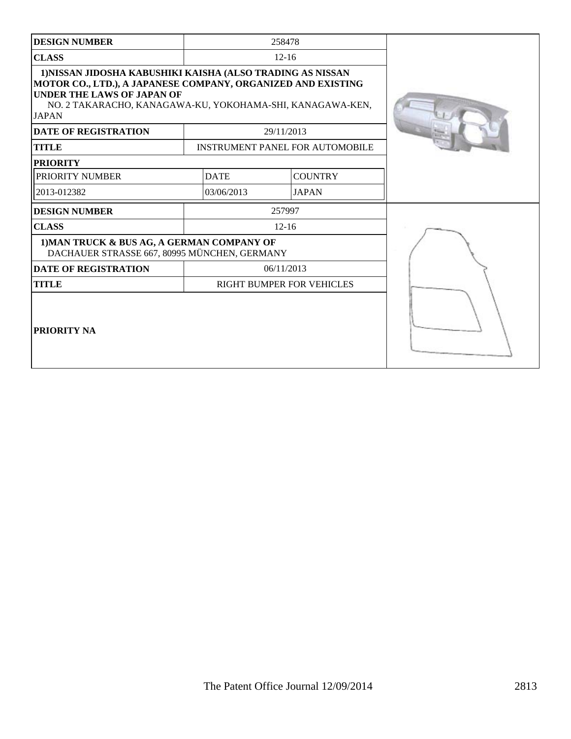| | | | |
|---|---|---|---|
| **DESIGN NUMBER** | 258478 | | |
| **CLASS** | 12-16 | | |
| **1)NISSAN JIDOSHA KABUSHIKI KAISHA (ALSO TRADING AS NISSAN MOTOR CO., LTD.), A JAPANESE COMPANY, ORGANIZED AND EXISTING UNDER THE LAWS OF JAPAN OF** NO. 2 TAKARACHO, KANAGAWA-KU, YOKOHAMA-SHI, KANAGAWA-KEN, JAPAN | | | |
| **DATE OF REGISTRATION** | 29/11/2013 | | |
| **TITLE** | INSTRUMENT PANEL FOR AUTOMOBILE | | |
| **PRIORITY** | | | |
| PRIORITY NUMBER | DATE | COUNTRY | |
| 2013-012382 | 03/06/2013 | JAPAN | |

| | |
|---|---|
| **DESIGN NUMBER** | 257997 |
| **CLASS** | 12-16 |
| **1)MAN TRUCK & BUS AG, A GERMAN COMPANY OF** DACHAUER STRASSE 667, 80995 MÜNCHEN, GERMANY | |
| **DATE OF REGISTRATION** | 06/11/2013 |
| **TITLE** | RIGHT BUMPER FOR VEHICLES |
| **PRIORITY NA** | |